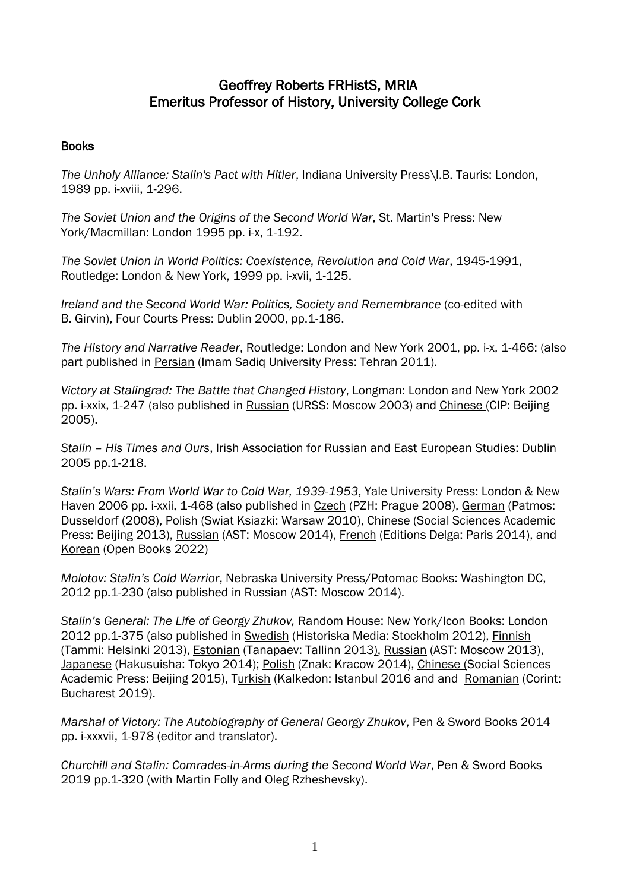# Geoffrey Roberts FRHistS, MRIA
# Emeritus Professor of History, University College Cork

## Books

*The Unholy Alliance: Stalin's Pact with Hitler*, Indiana University Press\I.B. Tauris: London, 1989 pp. i-xviii, 1-296.

*The Soviet Union and the Origins of the Second World War*, St. Martin's Press: New York/Macmillan: London 1995 pp. i-x, 1-192.

*The Soviet Union in World Politics: Coexistence, Revolution and Cold War*, 1945-1991, Routledge: London & New York, 1999 pp. i-xvii, 1-125.

*Ireland and the Second World War: Politics, Society and Remembrance* (co-edited with B. Girvin), Four Courts Press: Dublin 2000, pp.1-186.

*The History and Narrative Reader*, Routledge: London and New York 2001, pp. i-x, 1-466: (also part published in Persian (Imam Sadiq University Press: Tehran 2011).

*Victory at Stalingrad: The Battle that Changed History*, Longman: London and New York 2002 pp. i-xxix, 1-247 (also published in Russian (URSS: Moscow 2003) and Chinese (CIP: Beijing 2005).

*Stalin – His Times and Ours*, Irish Association for Russian and East European Studies: Dublin 2005 pp.1-218.

*Stalin's Wars: From World War to Cold War, 1939-1953*, Yale University Press: London & New Haven 2006 pp. i-xxii, 1-468 (also published in Czech (PZH: Prague 2008), German (Patmos: Dusseldorf (2008), Polish (Swiat Ksiazki: Warsaw 2010), Chinese (Social Sciences Academic Press: Beijing 2013), Russian (AST: Moscow 2014), French (Editions Delga: Paris 2014), and Korean (Open Books 2022)

*Molotov: Stalin's Cold Warrior*, Nebraska University Press/Potomac Books: Washington DC, 2012 pp.1-230 (also published in Russian (AST: Moscow 2014).

*Stalin's General: The Life of Georgy Zhukov,* Random House: New York/Icon Books: London 2012 pp.1-375 (also published in Swedish (Historiska Media: Stockholm 2012), Finnish (Tammi: Helsinki 2013), Estonian (Tanapaev: Tallinn 2013), Russian (AST: Moscow 2013), Japanese (Hakusuisha: Tokyo 2014); Polish (Znak: Kracow 2014), Chinese (Social Sciences Academic Press: Beijing 2015), Turkish (Kalkedon: Istanbul 2016 and and Romanian (Corint: Bucharest 2019).

*Marshal of Victory: The Autobiography of General Georgy Zhukov*, Pen & Sword Books 2014 pp. i-xxxvii, 1-978 (editor and translator).

*Churchill and Stalin: Comrades-in-Arms during the Second World War*, Pen & Sword Books 2019 pp.1-320 (with Martin Folly and Oleg Rzheshevsky).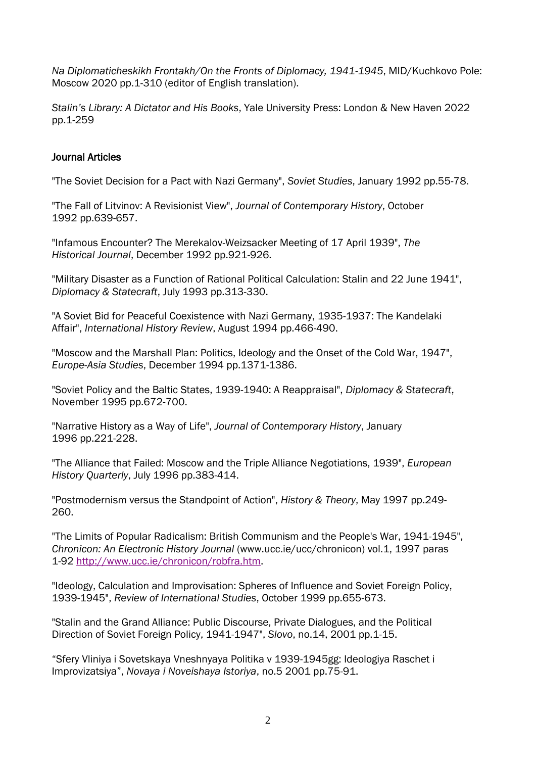*Na Diplomaticheskikh Frontakh/On the Fronts of Diplomacy, 1941-1945*, MID/Kuchkovo Pole: Moscow 2020 pp.1-310 (editor of English translation).

*Stalin's Library: A Dictator and His Books*, Yale University Press: London & New Haven 2022 pp.1-259

## Journal Articles

"The Soviet Decision for a Pact with Nazi Germany", *Soviet Studies*, January 1992 pp.55-78.

"The Fall of Litvinov: A Revisionist View", *Journal of Contemporary History*, October 1992 pp.639-657.

"Infamous Encounter? The Merekalov-Weizsacker Meeting of 17 April 1939", *The Historical Journal*, December 1992 pp.921-926.

"Military Disaster as a Function of Rational Political Calculation: Stalin and 22 June 1941", *Diplomacy & Statecraft*, July 1993 pp.313-330.

"A Soviet Bid for Peaceful Coexistence with Nazi Germany, 1935-1937: The Kandelaki Affair", *International History Review*, August 1994 pp.466-490.

"Moscow and the Marshall Plan: Politics, Ideology and the Onset of the Cold War, 1947", *Europe-Asia Studies*, December 1994 pp.1371-1386.

"Soviet Policy and the Baltic States, 1939-1940: A Reappraisal", *Diplomacy & Statecraft*, November 1995 pp.672-700.

"Narrative History as a Way of Life", *Journal of Contemporary History*, January 1996 pp.221-228.

"The Alliance that Failed: Moscow and the Triple Alliance Negotiations, 1939", *European History Quarterly*, July 1996 pp.383-414.

"Postmodernism versus the Standpoint of Action", *History & Theory*, May 1997 pp.249-260.

"The Limits of Popular Radicalism: British Communism and the People's War, 1941-1945", *Chronicon: An Electronic History Journal* (www.ucc.ie/ucc/chronicon) vol.1, 1997 paras 1-92 http://www.ucc.ie/chronicon/robfra.htm.

"Ideology, Calculation and Improvisation: Spheres of Influence and Soviet Foreign Policy, 1939-1945", *Review of International Studies*, October 1999 pp.655-673.

"Stalin and the Grand Alliance: Public Discourse, Private Dialogues, and the Political Direction of Soviet Foreign Policy, 1941-1947", *Slovo*, no.14, 2001 pp.1-15.

"Sfery Vliniya i Sovetskaya Vneshnyaya Politika v 1939-1945gg: Ideologiya Raschet i Improvizatsiya", *Novaya i Noveishaya Istoriya*, no.5 2001 pp.75-91.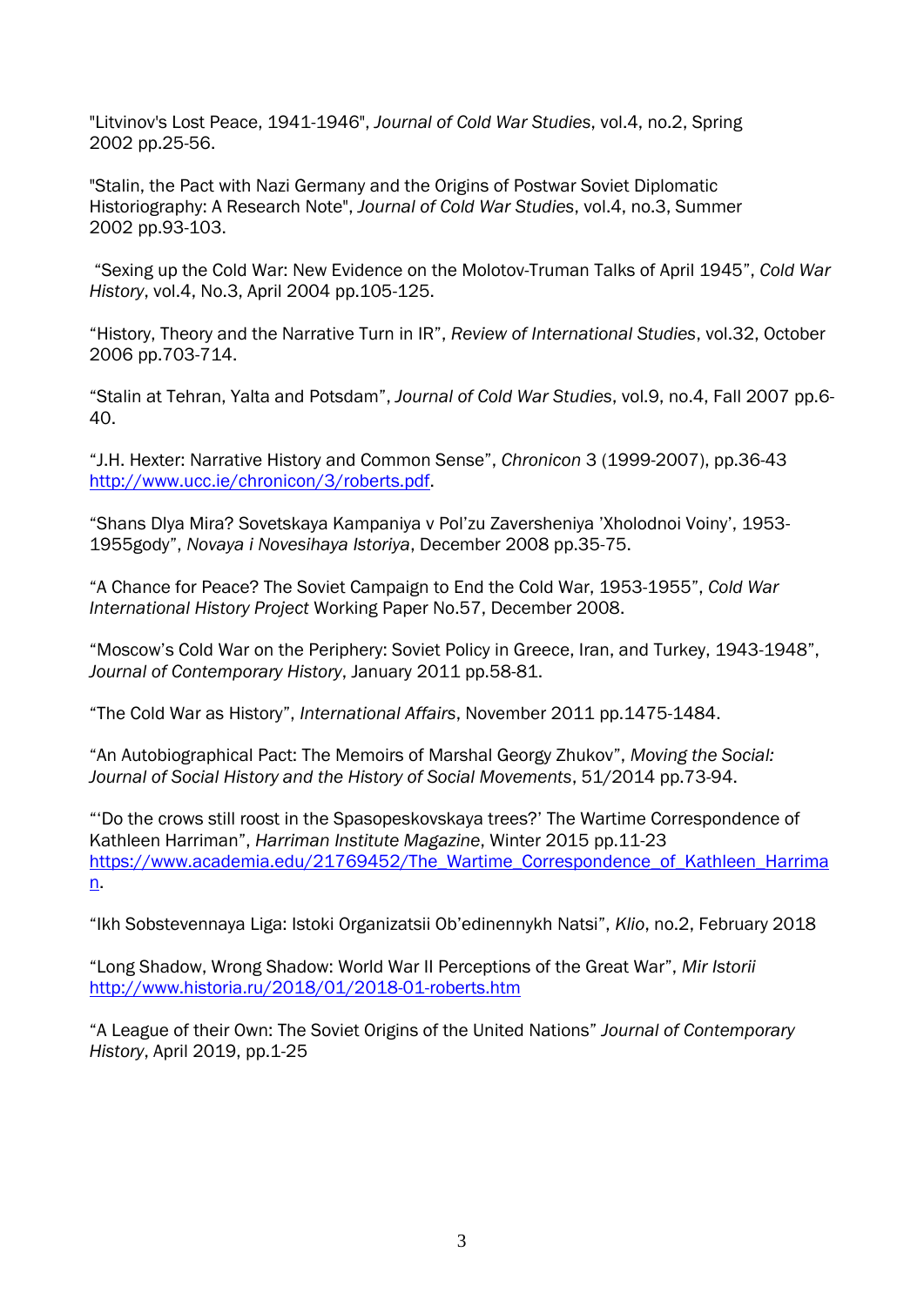"Litvinov's Lost Peace, 1941-1946", *Journal of Cold War Studies*, vol.4, no.2, Spring 2002 pp.25-56.

"Stalin, the Pact with Nazi Germany and the Origins of Postwar Soviet Diplomatic Historiography: A Research Note", *Journal of Cold War Studies*, vol.4, no.3, Summer 2002 pp.93-103.

"Sexing up the Cold War: New Evidence on the Molotov-Truman Talks of April 1945", *Cold War History*, vol.4, No.3, April 2004 pp.105-125.

"History, Theory and the Narrative Turn in IR", *Review of International Studies*, vol.32, October 2006 pp.703-714.

"Stalin at Tehran, Yalta and Potsdam", *Journal of Cold War Studies*, vol.9, no.4, Fall 2007 pp.6-40.

"J.H. Hexter: Narrative History and Common Sense", *Chronicon* 3 (1999-2007), pp.36-43 http://www.ucc.ie/chronicon/3/roberts.pdf.

"Shans Dlya Mira? Sovetskaya Kampaniya v Pol'zu Zaversheniya 'Xholodnoi Voiny', 1953-1955gody", *Novaya i Novesihaya Istoriya*, December 2008 pp.35-75.

"A Chance for Peace? The Soviet Campaign to End the Cold War, 1953-1955", *Cold War International History Project* Working Paper No.57, December 2008.

"Moscow's Cold War on the Periphery: Soviet Policy in Greece, Iran, and Turkey, 1943-1948", *Journal of Contemporary History*, January 2011 pp.58-81.

"The Cold War as History", *International Affairs*, November 2011 pp.1475-1484.

"An Autobiographical Pact: The Memoirs of Marshal Georgy Zhukov", *Moving the Social: Journal of Social History and the History of Social Movements*, 51/2014 pp.73-94.

"'Do the crows still roost in the Spasopeskovskaya trees?' The Wartime Correspondence of Kathleen Harriman", *Harriman Institute Magazine*, Winter 2015 pp.11-23 https://www.academia.edu/21769452/The_Wartime_Correspondence_of_Kathleen_Harriman.

"Ikh Sobstevennaya Liga: Istoki Organizatsii Ob'edinennykh Natsi", *Klio*, no.2, February 2018

"Long Shadow, Wrong Shadow: World War II Perceptions of the Great War", *Mir Istorii* http://www.historia.ru/2018/01/2018-01-roberts.htm

"A League of their Own: The Soviet Origins of the United Nations" *Journal of Contemporary History*, April 2019, pp.1-25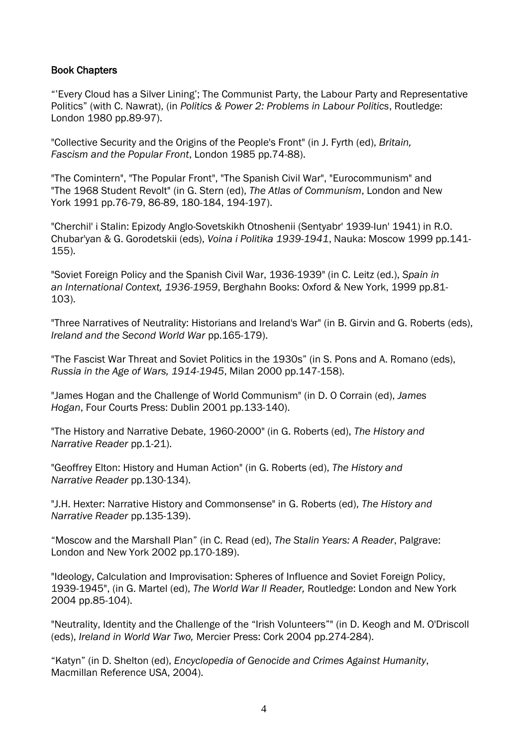## Book Chapters

"'Every Cloud has a Silver Lining'; The Communist Party, the Labour Party and Representative Politics" (with C. Nawrat), (in *Politics & Power 2: Problems in Labour Politics*, Routledge: London 1980 pp.89-97).

"Collective Security and the Origins of the People's Front" (in J. Fyrth (ed), *Britain, Fascism and the Popular Front*, London 1985 pp.74-88).

"The Comintern", "The Popular Front", "The Spanish Civil War", "Eurocommunism" and "The 1968 Student Revolt" (in G. Stern (ed), *The Atlas of Communism*, London and New York 1991 pp.76-79, 86-89, 180-184, 194-197).

"Cherchil' i Stalin: Epizody Anglo-Sovetskikh Otnoshenii (Sentyabr' 1939-Iun' 1941) in R.O. Chubar'yan & G. Gorodetskii (eds), *Voina i Politika 1939-1941*, Nauka: Moscow 1999 pp.141-155).

"Soviet Foreign Policy and the Spanish Civil War, 1936-1939" (in C. Leitz (ed.), *Spain in an International Context, 1936-1959*, Berghahn Books: Oxford & New York, 1999 pp.81-103).

"Three Narratives of Neutrality: Historians and Ireland's War" (in B. Girvin and G. Roberts (eds), *Ireland and the Second World War* pp.165-179).

"The Fascist War Threat and Soviet Politics in the 1930s" (in S. Pons and A. Romano (eds), *Russia in the Age of Wars, 1914-1945*, Milan 2000 pp.147-158).

"James Hogan and the Challenge of World Communism" (in D. O Corrain (ed), *James Hogan*, Four Courts Press: Dublin 2001 pp.133-140).

"The History and Narrative Debate, 1960-2000" (in G. Roberts (ed), *The History and Narrative Reader* pp.1-21).

"Geoffrey Elton: History and Human Action" (in G. Roberts (ed), *The History and Narrative Reader* pp.130-134).

"J.H. Hexter: Narrative History and Commonsense" in G. Roberts (ed), *The History and Narrative Reader* pp.135-139).

"Moscow and the Marshall Plan" (in C. Read (ed), *The Stalin Years: A Reader*, Palgrave: London and New York 2002 pp.170-189).

"Ideology, Calculation and Improvisation: Spheres of Influence and Soviet Foreign Policy, 1939-1945", (in G. Martel (ed), *The World War II Reader,* Routledge: London and New York 2004 pp.85-104).

"Neutrality, Identity and the Challenge of the "Irish Volunteers"" (in D. Keogh and M. O'Driscoll (eds), *Ireland in World War Two,* Mercier Press: Cork 2004 pp.274-284).

"Katyn" (in D. Shelton (ed), *Encyclopedia of Genocide and Crimes Against Humanity*, Macmillan Reference USA, 2004).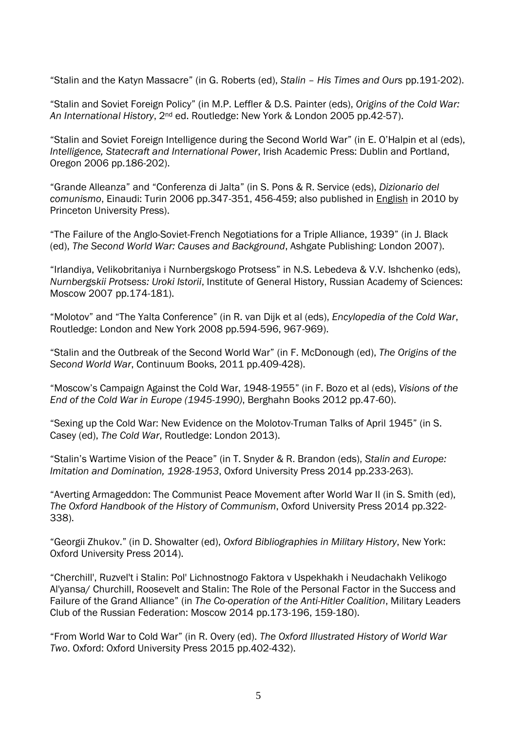"Stalin and the Katyn Massacre" (in G. Roberts (ed), *Stalin – His Times and Ours* pp.191-202).

"Stalin and Soviet Foreign Policy" (in M.P. Leffler & D.S. Painter (eds), *Origins of the Cold War: An International History*, 2nd ed. Routledge: New York & London 2005 pp.42-57).

"Stalin and Soviet Foreign Intelligence during the Second World War" (in E. O'Halpin et al (eds), *Intelligence, Statecraft and International Power*, Irish Academic Press: Dublin and Portland, Oregon 2006 pp.186-202).

"Grande Alleanza" and "Conferenza di Jalta" (in S. Pons & R. Service (eds), *Dizionario del comunismo*, Einaudi: Turin 2006 pp.347-351, 456-459; also published in English in 2010 by Princeton University Press).

"The Failure of the Anglo-Soviet-French Negotiations for a Triple Alliance, 1939" (in J. Black (ed), *The Second World War: Causes and Background*, Ashgate Publishing: London 2007).

"Irlandiya, Velikobritaniya i Nurnbergskogo Protsess" in N.S. Lebedeva & V.V. Ishchenko (eds), *Nurnbergskii Protsess: Uroki Istorii*, Institute of General History, Russian Academy of Sciences: Moscow 2007 pp.174-181).

"Molotov" and "The Yalta Conference" (in R. van Dijk et al (eds), *Encylopedia of the Cold War*, Routledge: London and New York 2008 pp.594-596, 967-969).

"Stalin and the Outbreak of the Second World War" (in F. McDonough (ed), *The Origins of the Second World War*, Continuum Books, 2011 pp.409-428).

"Moscow's Campaign Against the Cold War, 1948-1955" (in F. Bozo et al (eds), *Visions of the End of the Cold War in Europe (1945-1990)*, Berghahn Books 2012 pp.47-60).

"Sexing up the Cold War: New Evidence on the Molotov-Truman Talks of April 1945" (in S. Casey (ed), *The Cold War*, Routledge: London 2013).

"Stalin's Wartime Vision of the Peace" (in T. Snyder & R. Brandon (eds), *Stalin and Europe: Imitation and Domination, 1928-1953*, Oxford University Press 2014 pp.233-263).

"Averting Armageddon: The Communist Peace Movement after World War II (in S. Smith (ed), *The Oxford Handbook of the History of Communism*, Oxford University Press 2014 pp.322-338).

"Georgii Zhukov." (in D. Showalter (ed), *Oxford Bibliographies in Military History*, New York: Oxford University Press 2014).

"Cherchill', Ruzvel't i Stalin: Pol' Lichnostnogo Faktora v Uspekhakh i Neudachakh Velikogo Al'yansa/ Churchill, Roosevelt and Stalin: The Role of the Personal Factor in the Success and Failure of the Grand Alliance" (in *The Co-operation of the Anti-Hitler Coalition*, Military Leaders Club of the Russian Federation: Moscow 2014 pp.173-196, 159-180).

"From World War to Cold War" (in R. Overy (ed). *The Oxford Illustrated History of World War Two*. Oxford: Oxford University Press 2015 pp.402-432).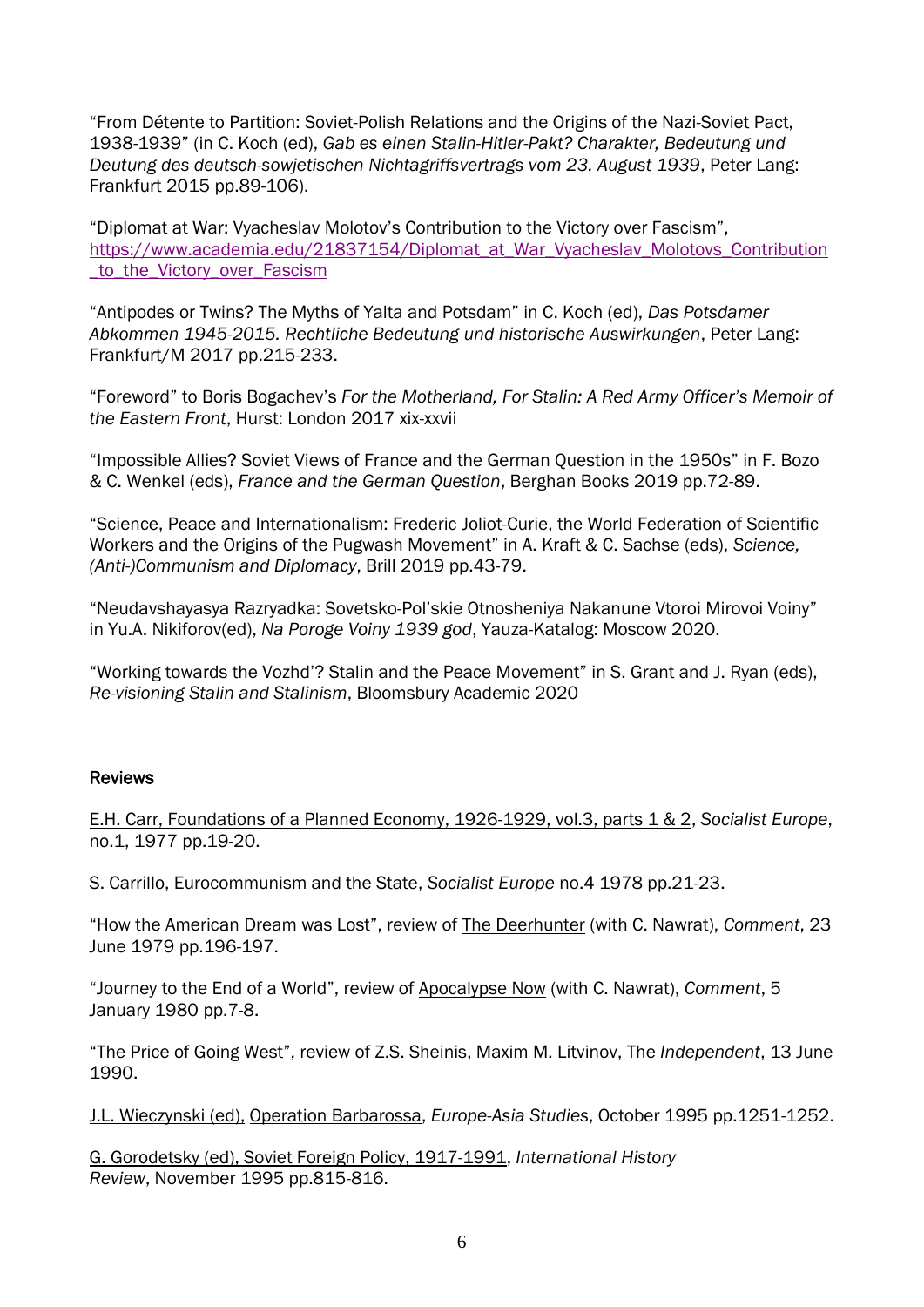"From Détente to Partition: Soviet-Polish Relations and the Origins of the Nazi-Soviet Pact, 1938-1939" (in C. Koch (ed), *Gab es einen Stalin-Hitler-Pakt? Charakter, Bedeutung und Deutung des deutsch-sowjetischen Nichtagriffsvertrags vom 23. August 1939*, Peter Lang: Frankfurt 2015 pp.89-106).

"Diplomat at War: Vyacheslav Molotov's Contribution to the Victory over Fascism", [https://www.academia.edu/21837154/Diplomat_at_War_Vyacheslav_Molotovs_Contribution_to_the_Victory_over_Fascism](https://www.academia.edu/21837154/Diplomat_at_War_Vyacheslav_Molotovs_Contribution_to_the_Victory_over_Fascism)

"Antipodes or Twins? The Myths of Yalta and Potsdam" in C. Koch (ed), *Das Potsdamer Abkommen 1945-2015. Rechtliche Bedeutung und historische Auswirkungen*, Peter Lang: Frankfurt/M 2017 pp.215-233.

"Foreword" to Boris Bogachev's *For the Motherland, For Stalin: A Red Army Officer's Memoir of the Eastern Front*, Hurst: London 2017 xix-xxvii

"Impossible Allies? Soviet Views of France and the German Question in the 1950s" in F. Bozo & C. Wenkel (eds), *France and the German Question*, Berghan Books 2019 pp.72-89.

"Science, Peace and Internationalism: Frederic Joliot-Curie, the World Federation of Scientific Workers and the Origins of the Pugwash Movement" in A. Kraft & C. Sachse (eds), *Science, (Anti-)Communism and Diplomacy*, Brill 2019 pp.43-79.

"Neudavshayasya Razryadka: Sovetsko-Pol'skie Otnosheniya Nakanune Vtoroi Mirovoi Voiny" in Yu.A. Nikiforov(ed), *Na Poroge Voiny 1939 god*, Yauza-Katalog: Moscow 2020.

"Working towards the Vozhd'? Stalin and the Peace Movement" in S. Grant and J. Ryan (eds), *Re-visioning Stalin and Stalinism*, Bloomsbury Academic 2020

## Reviews

<u>E.H. Carr, Foundations of a Planned Economy, 1926-1929, vol.3, parts 1 & 2</u>, *Socialist Europe*, no.1, 1977 pp.19-20.

<u>S. Carrillo, Eurocommunism and the State</u>, *Socialist Europe* no.4 1978 pp.21-23.

"How the American Dream was Lost", review of <u>The Deerhunter</u> (with C. Nawrat), *Comment*, 23 June 1979 pp.196-197.

"Journey to the End of a World", review of <u>Apocalypse Now</u> (with C. Nawrat), *Comment*, 5 January 1980 pp.7-8.

"The Price of Going West", review of <u>Z.S. Sheinis, Maxim M. Litvinov,</u> The *Independent*, 13 June 1990.

<u>J.L. Wieczynski (ed),</u> <u>Operation Barbarossa</u>, *Europe-Asia Studies*, October 1995 pp.1251-1252.

<u>G. Gorodetsky (ed), Soviet Foreign Policy, 1917-1991</u>, *International History Review*, November 1995 pp.815-816.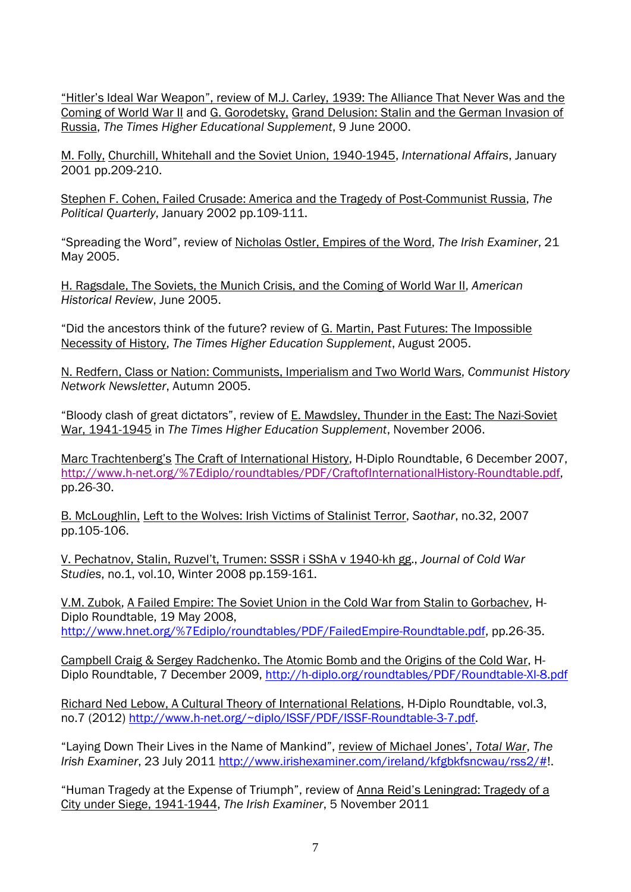"Hitler's Ideal War Weapon", review of M.J. Carley, 1939: The Alliance That Never Was and the Coming of World War II and G. Gorodetsky, Grand Delusion: Stalin and the German Invasion of Russia, *The Times Higher Educational Supplement*, 9 June 2000.

M. Folly, Churchill, Whitehall and the Soviet Union, 1940-1945, *International Affairs*, January 2001 pp.209-210.

Stephen F. Cohen, Failed Crusade: America and the Tragedy of Post-Communist Russia, *The Political Quarterly*, January 2002 pp.109-111.

"Spreading the Word", review of Nicholas Ostler, Empires of the Word, *The Irish Examiner*, 21 May 2005.

H. Ragsdale, The Soviets, the Munich Crisis, and the Coming of World War II, *American Historical Review*, June 2005.

"Did the ancestors think of the future? review of G. Martin, Past Futures: The Impossible Necessity of History, *The Times Higher Education Supplement*, August 2005.

N. Redfern, Class or Nation: Communists, Imperialism and Two World Wars, *Communist History Network Newsletter*, Autumn 2005.

"Bloody clash of great dictators", review of E. Mawdsley, Thunder in the East: The Nazi-Soviet War, 1941-1945 in *The Times Higher Education Supplement*, November 2006.

Marc Trachtenberg's The Craft of International History, H-Diplo Roundtable, 6 December 2007, http://www.h-net.org/%7Ediplo/roundtables/PDF/CraftofInternationalHistory-Roundtable.pdf, pp.26-30.

B. McLoughlin, Left to the Wolves: Irish Victims of Stalinist Terror, *Saothar*, no.32, 2007 pp.105-106.

V. Pechatnov, Stalin, Ruzvel't, Trumen: SSSR i SShA v 1940-kh gg., *Journal of Cold War Studies*, no.1, vol.10, Winter 2008 pp.159-161.

V.M. Zubok, A Failed Empire: The Soviet Union in the Cold War from Stalin to Gorbachev, H-Diplo Roundtable, 19 May 2008, http://www.hnet.org/%7Ediplo/roundtables/PDF/FailedEmpire-Roundtable.pdf, pp.26-35.

Campbell Craig & Sergey Radchenko. The Atomic Bomb and the Origins of the Cold War, H-Diplo Roundtable, 7 December 2009, http://h-diplo.org/roundtables/PDF/Roundtable-XI-8.pdf

Richard Ned Lebow, A Cultural Theory of International Relations, H-Diplo Roundtable, vol.3, no.7 (2012) http://www.h-net.org/~diplo/ISSF/PDF/ISSF-Roundtable-3-7.pdf.

"Laying Down Their Lives in the Name of Mankind", review of Michael Jones', *Total War*, *The Irish Examiner*, 23 July 2011 http://www.irishexaminer.com/ireland/kfgbkfsncwau/rss2/#!.

"Human Tragedy at the Expense of Triumph", review of Anna Reid's Leningrad: Tragedy of a City under Siege, 1941-1944, *The Irish Examiner*, 5 November 2011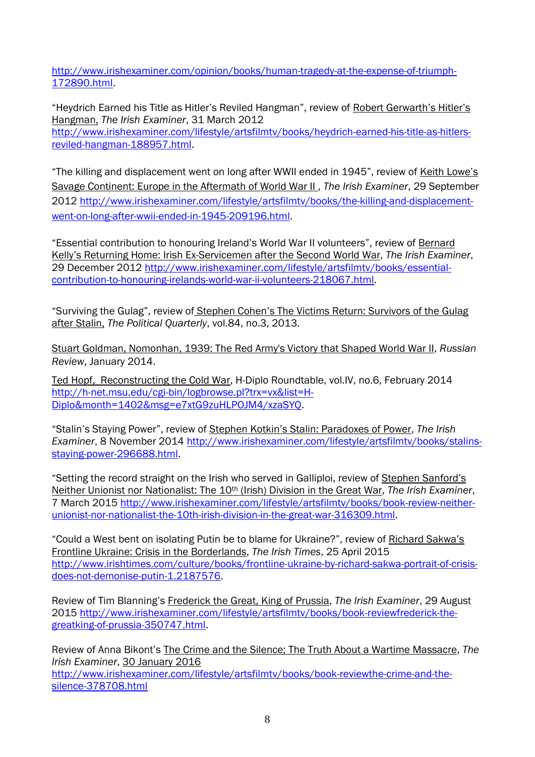http://www.irishexaminer.com/opinion/books/human-tragedy-at-the-expense-of-triumph-172890.html.

"Heydrich Earned his Title as Hitler's Reviled Hangman", review of Robert Gerwarth's Hitler's Hangman, *The Irish Examiner*, 31 March 2012 http://www.irishexaminer.com/lifestyle/artsfilmtv/books/heydrich-earned-his-title-as-hitlers-reviled-hangman-188957.html.

"The killing and displacement went on long after WWII ended in 1945", review of Keith Lowe's Savage Continent: Europe in the Aftermath of World War II , *The Irish Examiner*, 29 September 2012 http://www.irishexaminer.com/lifestyle/artsfilmtv/books/the-killing-and-displacement-went-on-long-after-wwii-ended-in-1945-209196.html.

"Essential contribution to honouring Ireland's World War II volunteers", review of Bernard Kelly's Returning Home: Irish Ex-Servicemen after the Second World War, *The Irish Examiner*, 29 December 2012 http://www.irishexaminer.com/lifestyle/artsfilmtv/books/essential-contribution-to-honouring-irelands-world-war-ii-volunteers-218067.html.

"Surviving the Gulag", review of Stephen Cohen's The Victims Return: Survivors of the Gulag after Stalin, *The Political Quarterly*, vol.84, no.3, 2013.

Stuart Goldman, Nomonhan, 1939: The Red Army's Victory that Shaped World War II, *Russian Review*, January 2014.

Ted Hopf, Reconstructing the Cold War, H-Diplo Roundtable, vol.IV, no.6, February 2014 http://h-net.msu.edu/cgi-bin/logbrowse.pl?trx=vx&list=H-Diplo&month=1402&msg=e7xtG9zuHLPOJM4/xzaSYQ.

"Stalin's Staying Power", review of Stephen Kotkin's Stalin: Paradoxes of Power, *The Irish Examiner*, 8 November 2014 http://www.irishexaminer.com/lifestyle/artsfilmtv/books/stalins-staying-power-296688.html.

"Setting the record straight on the Irish who served in Galliploi, review of Stephen Sanford's Neither Unionist nor Nationalist: The 10th (Irish) Division in the Great War, *The Irish Examiner*, 7 March 2015 http://www.irishexaminer.com/lifestyle/artsfilmtv/books/book-review-neither-unionist-nor-nationalist-the-10th-irish-division-in-the-great-war-316309.html.

"Could a West bent on isolating Putin be to blame for Ukraine?", review of Richard Sakwa's Frontline Ukraine: Crisis in the Borderlands, *The Irish Times*, 25 April 2015 http://www.irishtimes.com/culture/books/frontline-ukraine-by-richard-sakwa-portrait-of-crisis-does-not-demonise-putin-1.2187576.

Review of Tim Blanning's Frederick the Great, King of Prussia, *The Irish Examiner*, 29 August 2015 http://www.irishexaminer.com/lifestyle/artsfilmtv/books/book-reviewfrederick-the-greatking-of-prussia-350747.html.

Review of Anna Bikont's The Crime and the Silence; The Truth About a Wartime Massacre, *The Irish Examiner*, 30 January 2016 http://www.irishexaminer.com/lifestyle/artsfilmtv/books/book-reviewthe-crime-and-the-silence-378708.html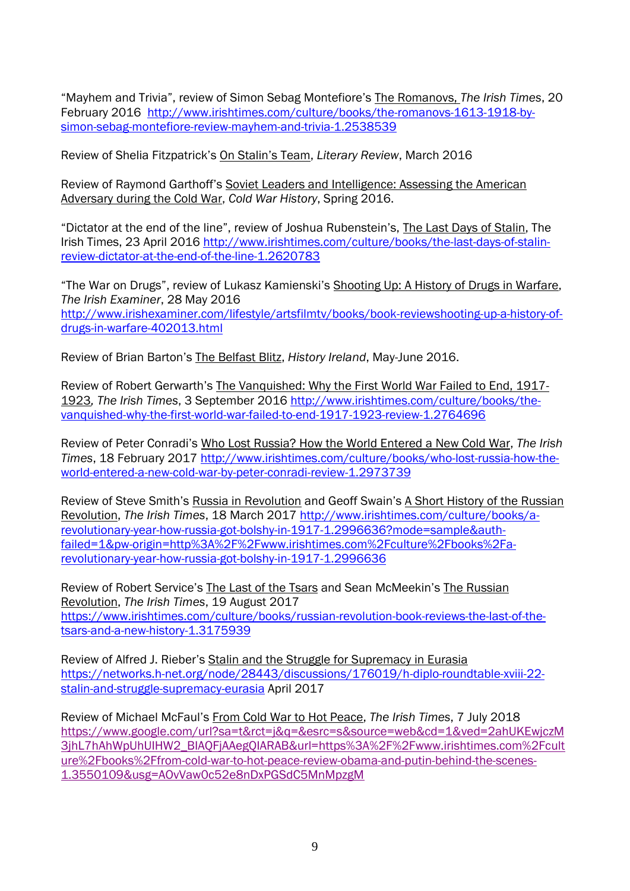"Mayhem and Trivia", review of Simon Sebag Montefiore's The Romanovs, *The Irish Times*, 20 February 2016 http://www.irishtimes.com/culture/books/the-romanovs-1613-1918-by-simon-sebag-montefiore-review-mayhem-and-trivia-1.2538539

Review of Shelia Fitzpatrick's On Stalin's Team, *Literary Review*, March 2016

Review of Raymond Garthoff's Soviet Leaders and Intelligence: Assessing the American Adversary during the Cold War, *Cold War History*, Spring 2016.

"Dictator at the end of the line", review of Joshua Rubenstein's, The Last Days of Stalin, The Irish Times, 23 April 2016 http://www.irishtimes.com/culture/books/the-last-days-of-stalin-review-dictator-at-the-end-of-the-line-1.2620783

"The War on Drugs", review of Lukasz Kamienski's Shooting Up: A History of Drugs in Warfare, *The Irish Examiner*, 28 May 2016 http://www.irishexaminer.com/lifestyle/artsfilmtv/books/book-reviewshooting-up-a-history-of-drugs-in-warfare-402013.html

Review of Brian Barton's The Belfast Blitz, *History Ireland*, May-June 2016.

Review of Robert Gerwarth's The Vanquished: Why the First World War Failed to End, 1917-1923, *The Irish Times*, 3 September 2016 http://www.irishtimes.com/culture/books/the-vanquished-why-the-first-world-war-failed-to-end-1917-1923-review-1.2764696

Review of Peter Conradi's Who Lost Russia? How the World Entered a New Cold War, *The Irish Times*, 18 February 2017 http://www.irishtimes.com/culture/books/who-lost-russia-how-the-world-entered-a-new-cold-war-by-peter-conradi-review-1.2973739

Review of Steve Smith's Russia in Revolution and Geoff Swain's A Short History of the Russian Revolution, *The Irish Times*, 18 March 2017 http://www.irishtimes.com/culture/books/a-revolutionary-year-how-russia-got-bolshy-in-1917-1.2996636?mode=sample&auth-failed=1&pw-origin=http%3A%2F%2Fwww.irishtimes.com%2Fculture%2Fbooks%2Fa-revolutionary-year-how-russia-got-bolshy-in-1917-1.2996636

Review of Robert Service's The Last of the Tsars and Sean McMeekin's The Russian Revolution, *The Irish Times*, 19 August 2017 https://www.irishtimes.com/culture/books/russian-revolution-book-reviews-the-last-of-the-tsars-and-a-new-history-1.3175939

Review of Alfred J. Rieber's Stalin and the Struggle for Supremacy in Eurasia https://networks.h-net.org/node/28443/discussions/176019/h-diplo-roundtable-xviii-22-stalin-and-struggle-supremacy-eurasia April 2017

Review of Michael McFaul's From Cold War to Hot Peace, *The Irish Times*, 7 July 2018 https://www.google.com/url?sa=t&rct=j&q=&esrc=s&source=web&cd=1&ved=2ahUKEwjczM3jhL7hAhWpUhUIHW2_BIAQFjAAegQIARAB&url=https%3A%2F%2Fwww.irishtimes.com%2Fculture%2Fbooks%2Ffrom-cold-war-to-hot-peace-review-obama-and-putin-behind-the-scenes-1.3550109&usg=AOvVaw0c52e8nDxPGSdC5MnMpzgM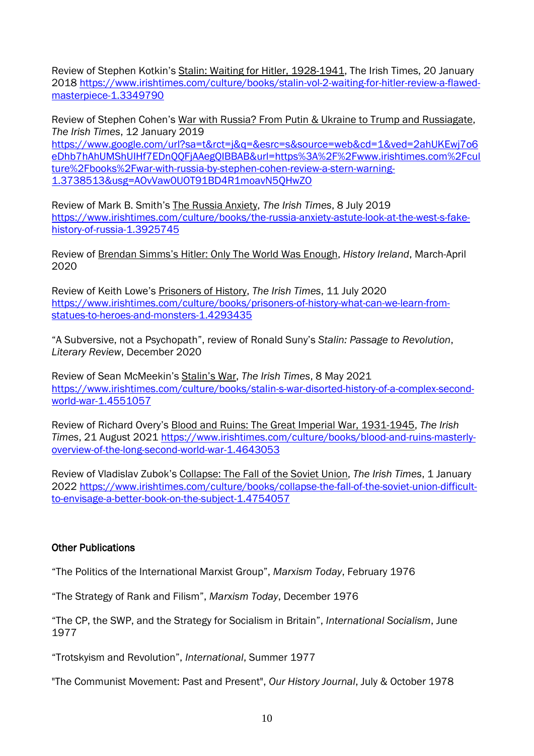Review of Stephen Kotkin's Stalin: Waiting for Hitler, 1928-1941, The Irish Times, 20 January 2018 https://www.irishtimes.com/culture/books/stalin-vol-2-waiting-for-hitler-review-a-flawed-masterpiece-1.3349790

Review of Stephen Cohen's War with Russia? From Putin & Ukraine to Trump and Russiagate, *The Irish Times*, 12 January 2019
https://www.google.com/url?sa=t&rct=j&q=&esrc=s&source=web&cd=1&ved=2ahUKEwj7o6eDhb7hAhUMShUIHf7EDnQQFjAAegQIBBAB&url=https%3A%2F%2Fwww.irishtimes.com%2Fculture%2Fbooks%2Fwar-with-russia-by-stephen-cohen-review-a-stern-warning-1.3738513&usg=AOvVaw0UOT91BD4R1moavN5QHwZO

Review of Mark B. Smith's The Russia Anxiety, *The Irish Times*, 8 July 2019
https://www.irishtimes.com/culture/books/the-russia-anxiety-astute-look-at-the-west-s-fake-history-of-russia-1.3925745

Review of Brendan Simms's Hitler: Only The World Was Enough, *History Ireland*, March-April 2020

Review of Keith Lowe's Prisoners of History, *The Irish Times*, 11 July 2020
https://www.irishtimes.com/culture/books/prisoners-of-history-what-can-we-learn-from-statues-to-heroes-and-monsters-1.4293435

"A Subversive, not a Psychopath", review of Ronald Suny's *Stalin: Passage to Revolution*, *Literary Review*, December 2020

Review of Sean McMeekin's Stalin's War, *The Irish Times*, 8 May 2021
https://www.irishtimes.com/culture/books/stalin-s-war-disorted-history-of-a-complex-second-world-war-1.4551057

Review of Richard Overy's Blood and Ruins: The Great Imperial War, 1931-1945, *The Irish Times*, 21 August 2021 https://www.irishtimes.com/culture/books/blood-and-ruins-masterly-overview-of-the-long-second-world-war-1.4643053

Review of Vladislav Zubok's Collapse: The Fall of the Soviet Union, *The Irish Times*, 1 January 2022 https://www.irishtimes.com/culture/books/collapse-the-fall-of-the-soviet-union-difficult-to-envisage-a-better-book-on-the-subject-1.4754057

## Other Publications

"The Politics of the International Marxist Group", *Marxism Today*, February 1976

"The Strategy of Rank and Filism", *Marxism Today*, December 1976

"The CP, the SWP, and the Strategy for Socialism in Britain", *International Socialism*, June 1977

"Trotskyism and Revolution", *International*, Summer 1977

"The Communist Movement: Past and Present", *Our History Journal*, July & October 1978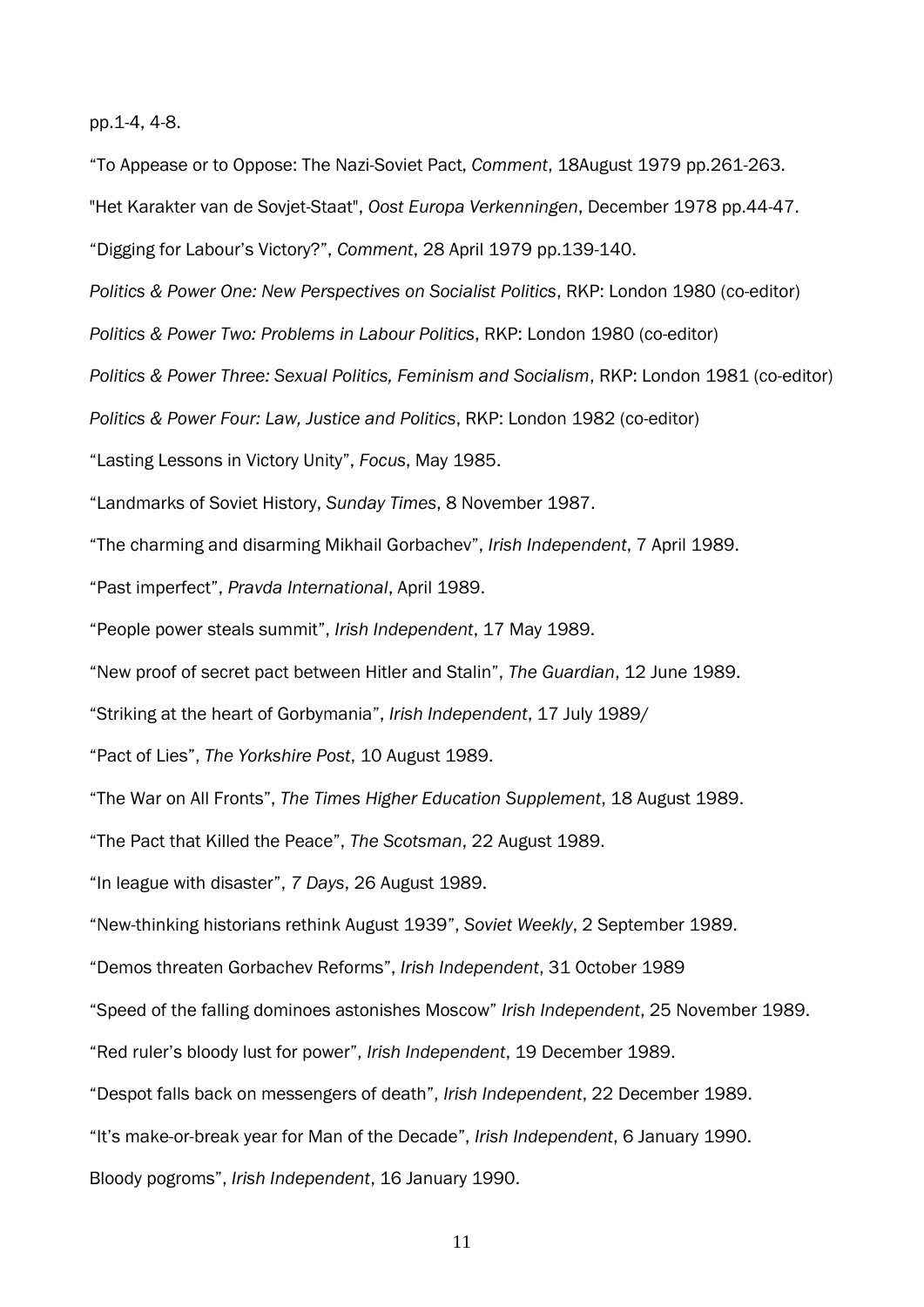pp.1-4, 4-8.

“To Appease or to Oppose: The Nazi-Soviet Pact, *Comment*, 18August 1979 pp.261-263.

"Het Karakter van de Sovjet-Staat", *Oost Europa Verkenningen*, December 1978 pp.44-47.

“Digging for Labour’s Victory?”, *Comment*, 28 April 1979 pp.139-140.

*Politics & Power One: New Perspectives on Socialist Politics*, RKP: London 1980 (co-editor)

*Politics & Power Two: Problems in Labour Politics*, RKP: London 1980 (co-editor)

*Politics & Power Three: Sexual Politics, Feminism and Socialism*, RKP: London 1981 (co-editor)

*Politics & Power Four: Law, Justice and Politics*, RKP: London 1982 (co-editor)

“Lasting Lessons in Victory Unity”, *Focus*, May 1985.

“Landmarks of Soviet History, *Sunday Times*, 8 November 1987.

“The charming and disarming Mikhail Gorbachev”, *Irish Independent*, 7 April 1989.

“Past imperfect”, *Pravda International*, April 1989.

“People power steals summit”, *Irish Independent*, 17 May 1989.

“New proof of secret pact between Hitler and Stalin”, *The Guardian*, 12 June 1989.

“Striking at the heart of Gorbymania”, *Irish Independent*, 17 July 1989/

“Pact of Lies”, *The Yorkshire Post*, 10 August 1989.

“The War on All Fronts”, *The Times Higher Education Supplement*, 18 August 1989.

“The Pact that Killed the Peace”, *The Scotsman*, 22 August 1989.

“In league with disaster”, *7 Days*, 26 August 1989.

“New-thinking historians rethink August 1939”, *Soviet Weekly*, 2 September 1989.

“Demos threaten Gorbachev Reforms”, *Irish Independent*, 31 October 1989

“Speed of the falling dominoes astonishes Moscow” *Irish Independent*, 25 November 1989.

“Red ruler’s bloody lust for power”, *Irish Independent*, 19 December 1989.

“Despot falls back on messengers of death”, *Irish Independent*, 22 December 1989.

“It’s make-or-break year for Man of the Decade”, *Irish Independent*, 6 January 1990.

Bloody pogroms”, *Irish Independent*, 16 January 1990.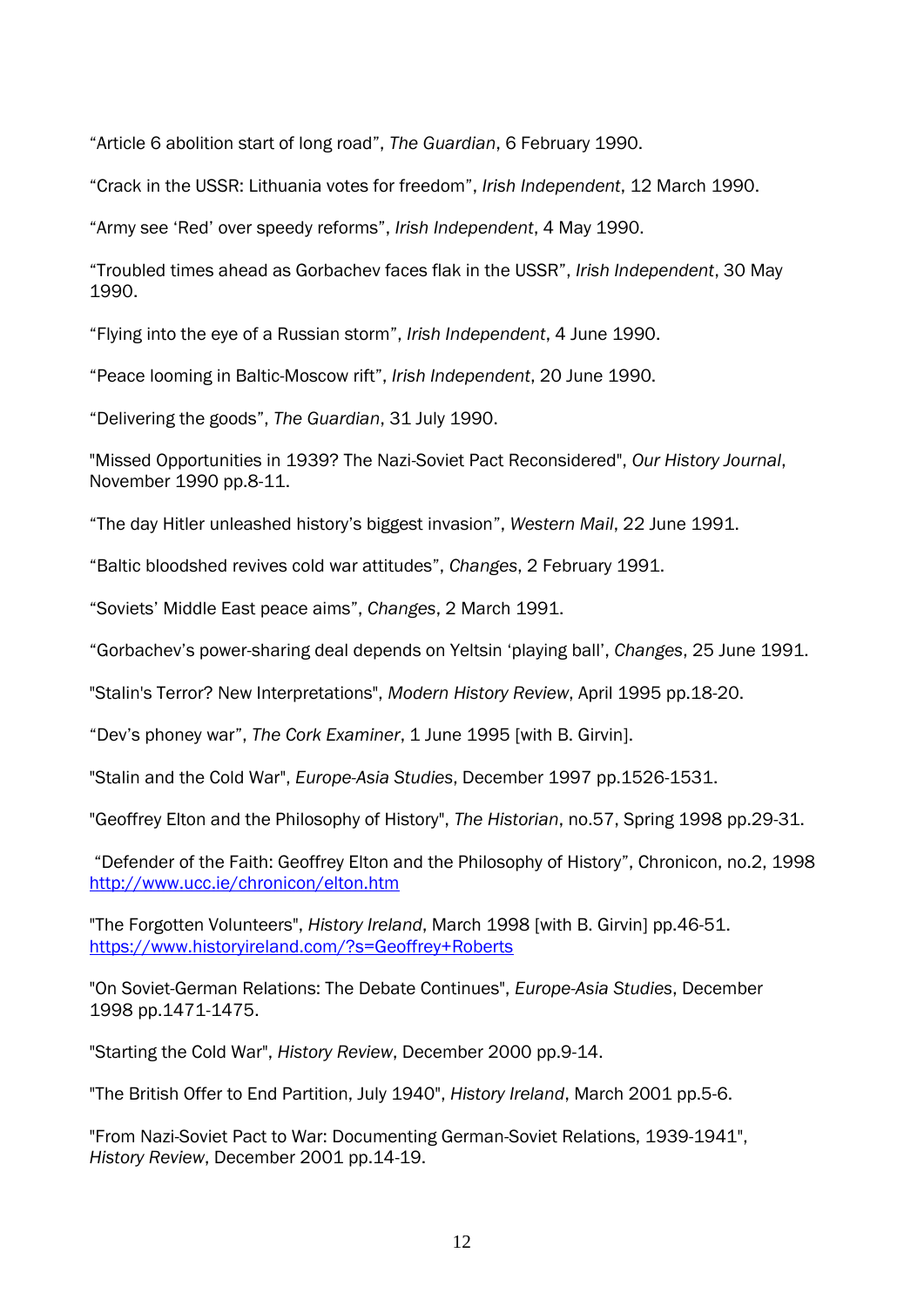“Article 6 abolition start of long road”, *The Guardian*, 6 February 1990.

“Crack in the USSR: Lithuania votes for freedom”, *Irish Independent*, 12 March 1990.

“Army see ‘Red’ over speedy reforms”, *Irish Independent*, 4 May 1990.

“Troubled times ahead as Gorbachev faces flak in the USSR”, *Irish Independent*, 30 May 1990.

“Flying into the eye of a Russian storm”, *Irish Independent*, 4 June 1990.

“Peace looming in Baltic-Moscow rift”, *Irish Independent*, 20 June 1990.

“Delivering the goods”, *The Guardian*, 31 July 1990.

"Missed Opportunities in 1939? The Nazi-Soviet Pact Reconsidered", *Our History Journal*, November 1990 pp.8-11.

“The day Hitler unleashed history’s biggest invasion”, *Western Mail*, 22 June 1991.

“Baltic bloodshed revives cold war attitudes”, *Changes*, 2 February 1991.

“Soviets’ Middle East peace aims”, *Changes*, 2 March 1991.

“Gorbachev’s power-sharing deal depends on Yeltsin ‘playing ball’, *Changes*, 25 June 1991.

"Stalin's Terror? New Interpretations", *Modern History Review*, April 1995 pp.18-20.

“Dev’s phoney war”, *The Cork Examiner*, 1 June 1995 [with B. Girvin].

"Stalin and the Cold War", *Europe-Asia Studies*, December 1997 pp.1526-1531.

"Geoffrey Elton and the Philosophy of History", *The Historian*, no.57, Spring 1998 pp.29-31.

“Defender of the Faith: Geoffrey Elton and the Philosophy of History”, Chronicon, no.2, 1998 http://www.ucc.ie/chronicon/elton.htm

"The Forgotten Volunteers", *History Ireland*, March 1998 [with B. Girvin] pp.46-51. https://www.historyireland.com/?s=Geoffrey+Roberts

"On Soviet-German Relations: The Debate Continues", *Europe-Asia Studies*, December 1998 pp.1471-1475.

"Starting the Cold War", *History Review*, December 2000 pp.9-14.

"The British Offer to End Partition, July 1940", *History Ireland*, March 2001 pp.5-6.

"From Nazi-Soviet Pact to War: Documenting German-Soviet Relations, 1939-1941", *History Review*, December 2001 pp.14-19.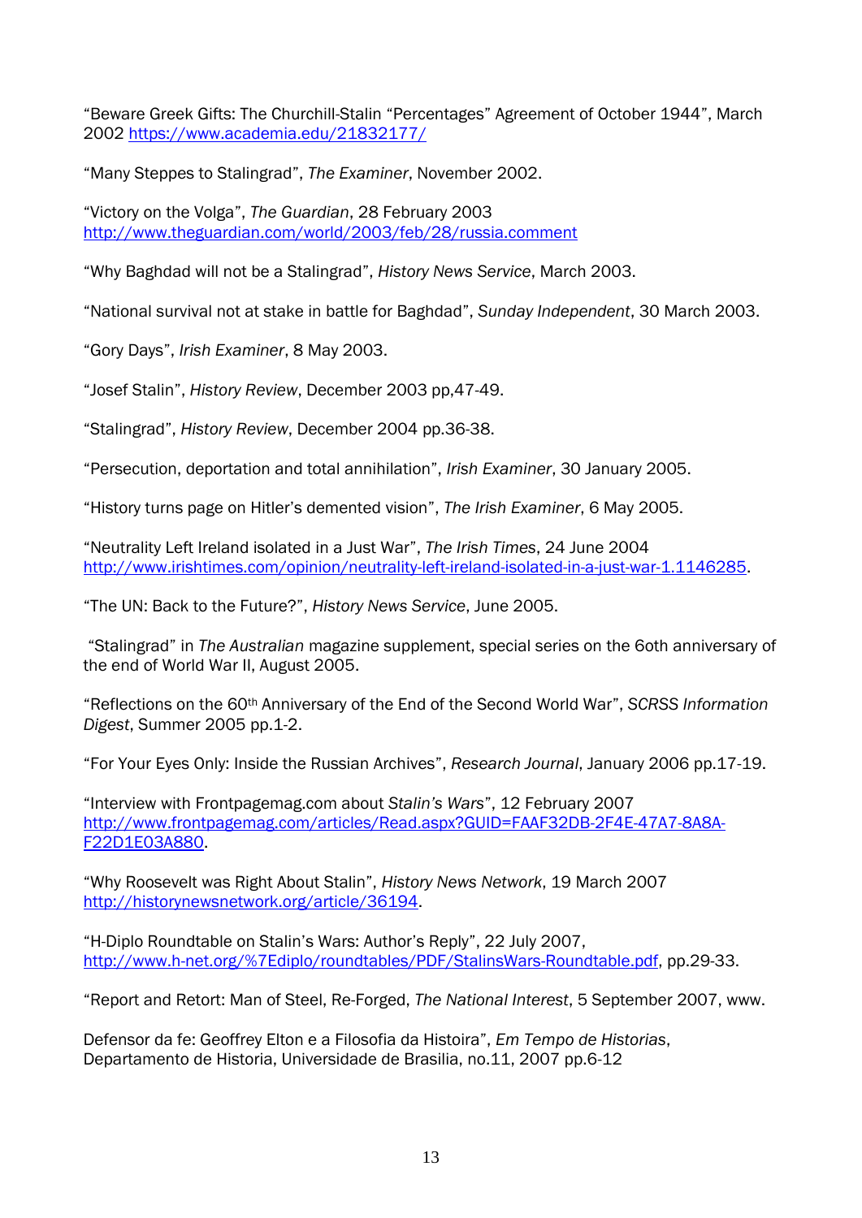“Beware Greek Gifts: The Churchill-Stalin “Percentages” Agreement of October 1944”, March 2002 https://www.academia.edu/21832177/

“Many Steppes to Stalingrad”, *The Examiner*, November 2002.

“Victory on the Volga”, *The Guardian*, 28 February 2003 http://www.theguardian.com/world/2003/feb/28/russia.comment

“Why Baghdad will not be a Stalingrad”, *History News Service*, March 2003.

“National survival not at stake in battle for Baghdad”, *Sunday Independent*, 30 March 2003.

“Gory Days”, *Irish Examiner*, 8 May 2003.

“Josef Stalin”, *History Review*, December 2003 pp,47-49.

“Stalingrad”, *History Review*, December 2004 pp.36-38.

“Persecution, deportation and total annihilation”, *Irish Examiner*, 30 January 2005.

“History turns page on Hitler’s demented vision”, *The Irish Examiner*, 6 May 2005.

“Neutrality Left Ireland isolated in a Just War”, *The Irish Times*, 24 June 2004 http://www.irishtimes.com/opinion/neutrality-left-ireland-isolated-in-a-just-war-1.1146285.

“The UN: Back to the Future?”, *History News Service*, June 2005.

“Stalingrad” in *The Australian* magazine supplement, special series on the 6oth anniversary of the end of World War II, August 2005.

“Reflections on the 60th Anniversary of the End of the Second World War”, *SCRSS Information Digest*, Summer 2005 pp.1-2.

“For Your Eyes Only: Inside the Russian Archives”, *Research Journal*, January 2006 pp.17-19.

“Interview with Frontpagemag.com about *Stalin’s Wars*”, 12 February 2007 http://www.frontpagemag.com/articles/Read.aspx?GUID=FAAF32DB-2F4E-47A7-8A8A-F22D1E03A880.

“Why Roosevelt was Right About Stalin”, *History News Network*, 19 March 2007 http://historynewsnetwork.org/article/36194.

“H-Diplo Roundtable on Stalin’s Wars: Author’s Reply”, 22 July 2007, http://www.h-net.org/%7Ediplo/roundtables/PDF/StalinsWars-Roundtable.pdf, pp.29-33.

“Report and Retort: Man of Steel, Re-Forged, *The National Interest*, 5 September 2007, www.

Defensor da fe: Geoffrey Elton e a Filosofia da Histoira”, *Em Tempo de Historias*, Departamento de Historia, Universidade de Brasilia, no.11, 2007 pp.6-12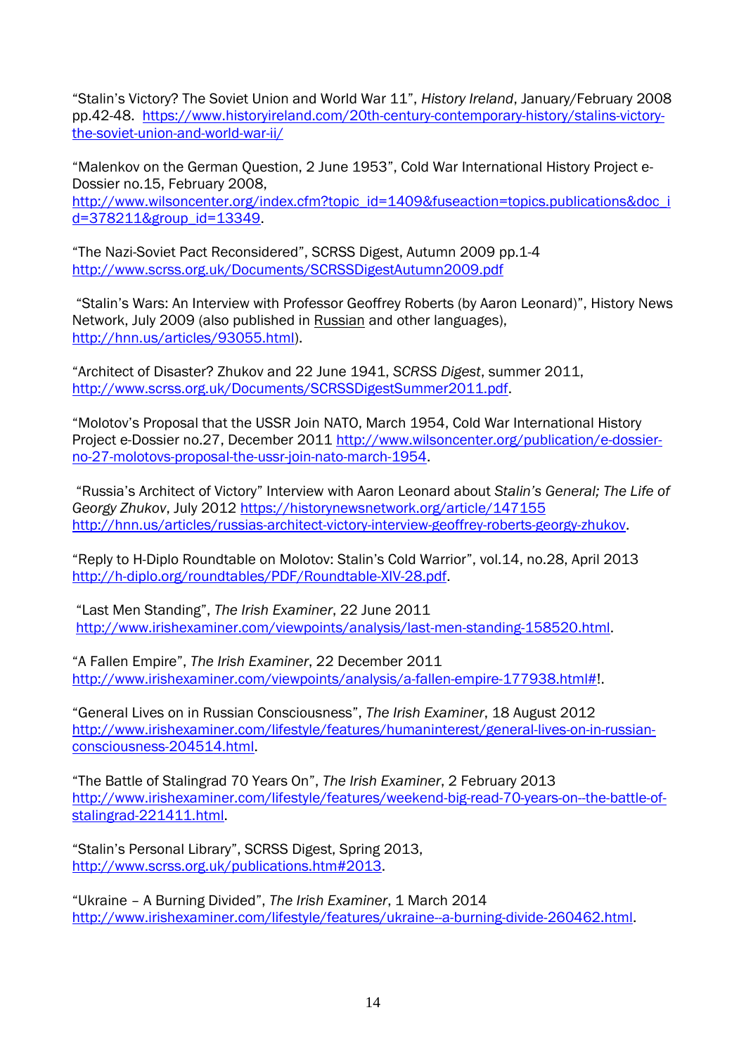"Stalin's Victory? The Soviet Union and World War 11", *History Ireland*, January/February 2008 pp.42-48. https://www.historyireland.com/20th-century-contemporary-history/stalins-victory-the-soviet-union-and-world-war-ii/

"Malenkov on the German Question, 2 June 1953", Cold War International History Project e-Dossier no.15, February 2008, http://www.wilsoncenter.org/index.cfm?topic_id=1409&fuseaction=topics.publications&doc_id=378211&group_id=13349.

"The Nazi-Soviet Pact Reconsidered", SCRSS Digest, Autumn 2009 pp.1-4 http://www.scrss.org.uk/Documents/SCRSSDigestAutumn2009.pdf

"Stalin's Wars: An Interview with Professor Geoffrey Roberts (by Aaron Leonard)", History News Network, July 2009 (also published in Russian and other languages), http://hnn.us/articles/93055.html).

"Architect of Disaster? Zhukov and 22 June 1941, *SCRSS Digest*, summer 2011, http://www.scrss.org.uk/Documents/SCRSSDigestSummer2011.pdf.

"Molotov's Proposal that the USSR Join NATO, March 1954, Cold War International History Project e-Dossier no.27, December 2011 http://www.wilsoncenter.org/publication/e-dossier-no-27-molotovs-proposal-the-ussr-join-nato-march-1954.

"Russia's Architect of Victory" Interview with Aaron Leonard about *Stalin's General; The Life of Georgy Zhukov*, July 2012 https://historynewsnetwork.org/article/147155 http://hnn.us/articles/russias-architect-victory-interview-geoffrey-roberts-georgy-zhukov.

"Reply to H-Diplo Roundtable on Molotov: Stalin's Cold Warrior", vol.14, no.28, April 2013 http://h-diplo.org/roundtables/PDF/Roundtable-XIV-28.pdf.

"Last Men Standing", *The Irish Examiner*, 22 June 2011 http://www.irishexaminer.com/viewpoints/analysis/last-men-standing-158520.html.

"A Fallen Empire", *The Irish Examiner*, 22 December 2011 http://www.irishexaminer.com/viewpoints/analysis/a-fallen-empire-177938.html#!.

"General Lives on in Russian Consciousness", *The Irish Examiner*, 18 August 2012 http://www.irishexaminer.com/lifestyle/features/humaninterest/general-lives-on-in-russian-consciousness-204514.html.

"The Battle of Stalingrad 70 Years On", *The Irish Examiner*, 2 February 2013 http://www.irishexaminer.com/lifestyle/features/weekend-big-read-70-years-on--the-battle-of-stalingrad-221411.html.

"Stalin's Personal Library", SCRSS Digest, Spring 2013, http://www.scrss.org.uk/publications.htm#2013.

"Ukraine – A Burning Divided", *The Irish Examiner*, 1 March 2014 http://www.irishexaminer.com/lifestyle/features/ukraine--a-burning-divide-260462.html.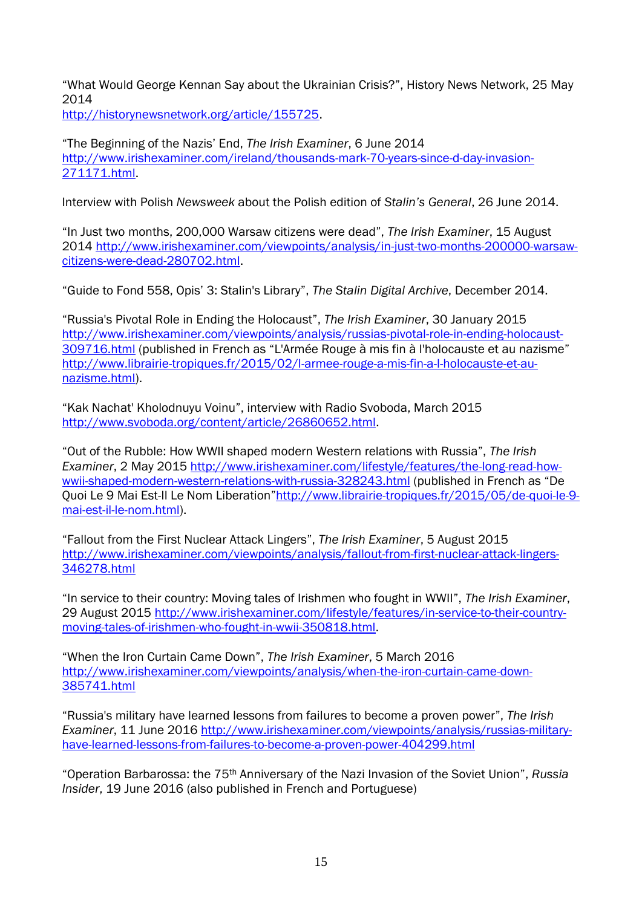"What Would George Kennan Say about the Ukrainian Crisis?", History News Network, 25 May 2014
http://historynewsnetwork.org/article/155725.

"The Beginning of the Nazis' End, *The Irish Examiner*, 6 June 2014
http://www.irishexaminer.com/ireland/thousands-mark-70-years-since-d-day-invasion-271171.html.

Interview with Polish *Newsweek* about the Polish edition of *Stalin's General*, 26 June 2014.

"In Just two months, 200,000 Warsaw citizens were dead", *The Irish Examiner*, 15 August 2014 http://www.irishexaminer.com/viewpoints/analysis/in-just-two-months-200000-warsaw-citizens-were-dead-280702.html.

"Guide to Fond 558, Opis' 3: Stalin's Library", *The Stalin Digital Archive*, December 2014.

"Russia's Pivotal Role in Ending the Holocaust", *The Irish Examiner*, 30 January 2015
http://www.irishexaminer.com/viewpoints/analysis/russias-pivotal-role-in-ending-holocaust-309716.html (published in French as "L'Armée Rouge à mis fin à l'holocauste et au nazisme" http://www.librairie-tropiques.fr/2015/02/l-armee-rouge-a-mis-fin-a-l-holocauste-et-au-nazisme.html).

"Kak Nachat' Kholodnuyu Voinu", interview with Radio Svoboda, March 2015
http://www.svoboda.org/content/article/26860652.html.

"Out of the Rubble: How WWII shaped modern Western relations with Russia", *The Irish Examiner*, 2 May 2015 http://www.irishexaminer.com/lifestyle/features/the-long-read-how-wwii-shaped-modern-western-relations-with-russia-328243.html (published in French as "De Quoi Le 9 Mai Est-Il Le Nom Liberation"http://www.librairie-tropiques.fr/2015/05/de-quoi-le-9-mai-est-il-le-nom.html).

"Fallout from the First Nuclear Attack Lingers", *The Irish Examiner*, 5 August 2015
http://www.irishexaminer.com/viewpoints/analysis/fallout-from-first-nuclear-attack-lingers-346278.html

"In service to their country: Moving tales of Irishmen who fought in WWII", *The Irish Examiner*, 29 August 2015 http://www.irishexaminer.com/lifestyle/features/in-service-to-their-country-moving-tales-of-irishmen-who-fought-in-wwii-350818.html.

"When the Iron Curtain Came Down", *The Irish Examiner*, 5 March 2016
http://www.irishexaminer.com/viewpoints/analysis/when-the-iron-curtain-came-down-385741.html

"Russia's military have learned lessons from failures to become a proven power", *The Irish Examiner*, 11 June 2016 http://www.irishexaminer.com/viewpoints/analysis/russias-military-have-learned-lessons-from-failures-to-become-a-proven-power-404299.html

"Operation Barbarossa: the 75th Anniversary of the Nazi Invasion of the Soviet Union", *Russia Insider*, 19 June 2016 (also published in French and Portuguese)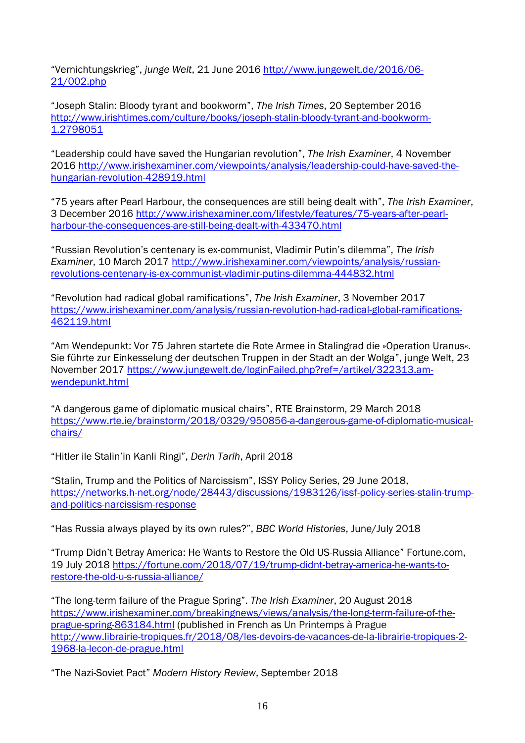“Vernichtungskrieg”, *junge Welt*, 21 June 2016 http://www.jungewelt.de/2016/06-21/002.php

“Joseph Stalin: Bloody tyrant and bookworm”, *The Irish Times*, 20 September 2016 http://www.irishtimes.com/culture/books/joseph-stalin-bloody-tyrant-and-bookworm-1.2798051

“Leadership could have saved the Hungarian revolution”, *The Irish Examiner*, 4 November 2016 http://www.irishexaminer.com/viewpoints/analysis/leadership-could-have-saved-the-hungarian-revolution-428919.html

“75 years after Pearl Harbour, the consequences are still being dealt with”, *The Irish Examiner*, 3 December 2016 http://www.irishexaminer.com/lifestyle/features/75-years-after-pearl-harbour-the-consequences-are-still-being-dealt-with-433470.html

“Russian Revolution’s centenary is ex-communist, Vladimir Putin’s dilemma”, *The Irish Examiner*, 10 March 2017 http://www.irishexaminer.com/viewpoints/analysis/russian-revolutions-centenary-is-ex-communist-vladimir-putins-dilemma-444832.html

“Revolution had radical global ramifications”, *The Irish Examiner*, 3 November 2017 https://www.irishexaminer.com/analysis/russian-revolution-had-radical-global-ramifications-462119.html

“Am Wendepunkt: Vor 75 Jahren startete die Rote Armee in Stalingrad die »Operation Uranus«. Sie führte zur Einkesselung der deutschen Truppen in der Stadt an der Wolga”, junge Welt, 23 November 2017 https://www.jungewelt.de/loginFailed.php?ref=/artikel/322313.am-wendepunkt.html

“A dangerous game of diplomatic musical chairs”, RTE Brainstorm, 29 March 2018 https://www.rte.ie/brainstorm/2018/0329/950856-a-dangerous-game-of-diplomatic-musical-chairs/

“Hitler ile Stalin’in Kanli Ringi”, *Derin Tarih*, April 2018

“Stalin, Trump and the Politics of Narcissism”, ISSY Policy Series, 29 June 2018, https://networks.h-net.org/node/28443/discussions/1983126/issf-policy-series-stalin-trump-and-politics-narcissism-response

“Has Russia always played by its own rules?”, *BBC World Histories*, June/July 2018

“Trump Didn’t Betray America: He Wants to Restore the Old US-Russia Alliance” Fortune.com, 19 July 2018 https://fortune.com/2018/07/19/trump-didnt-betray-america-he-wants-to-restore-the-old-u-s-russia-alliance/

“The long-term failure of the Prague Spring”. *The Irish Examiner*, 20 August 2018 https://www.irishexaminer.com/breakingnews/views/analysis/the-long-term-failure-of-the-prague-spring-863184.html (published in French as Un Printemps à Prague http://www.librairie-tropiques.fr/2018/08/les-devoirs-de-vacances-de-la-librairie-tropiques-2-1968-la-lecon-de-prague.html

“The Nazi-Soviet Pact” *Modern History Review*, September 2018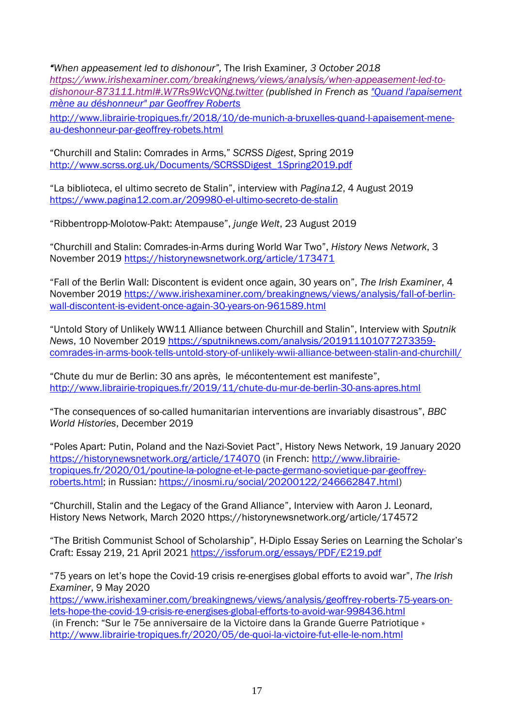*"When appeasement led to dishonour",* The Irish Examiner*, 3 October 2018* *https://www.irishexaminer.com/breakingnews/views/analysis/when-appeasement-led-to-dishonour-873111.html#.W7Rs9WcVQNg.twitter (published in French as "Quand l'apaisement mène au déshonneur" par Geoffrey Roberts*

http://www.librairie-tropiques.fr/2018/10/de-munich-a-bruxelles-quand-l-apaisement-mene-au-deshonneur-par-geoffrey-robets.html

"Churchill and Stalin: Comrades in Arms," *SCRSS Digest*, Spring 2019 http://www.scrss.org.uk/Documents/SCRSSDigest_1Spring2019.pdf

"La biblioteca, el ultimo secreto de Stalin", interview with *Pagina12*, 4 August 2019 https://www.pagina12.com.ar/209980-el-ultimo-secreto-de-stalin

"Ribbentropp-Molotow-Pakt: Atempause", *junge Welt*, 23 August 2019

"Churchill and Stalin: Comrades-in-Arms during World War Two", *History News Network*, 3 November 2019 https://historynewsnetwork.org/article/173471

"Fall of the Berlin Wall: Discontent is evident once again, 30 years on", *The Irish Examiner*, 4 November 2019 https://www.irishexaminer.com/breakingnews/views/analysis/fall-of-berlin-wall-discontent-is-evident-once-again-30-years-on-961589.html

"Untold Story of Unlikely WW11 Alliance between Churchill and Stalin", Interview with *Sputnik News*, 10 November 2019 https://sputniknews.com/analysis/201911101077273359-comrades-in-arms-book-tells-untold-story-of-unlikely-wwii-alliance-between-stalin-and-churchill/

"Chute du mur de Berlin: 30 ans après, le mécontentement est manifeste", http://www.librairie-tropiques.fr/2019/11/chute-du-mur-de-berlin-30-ans-apres.html

"The consequences of so-called humanitarian interventions are invariably disastrous", *BBC World Histories*, December 2019

"Poles Apart: Putin, Poland and the Nazi-Soviet Pact", History News Network, 19 January 2020 https://historynewsnetwork.org/article/174070 (in French: http://www.librairie-tropiques.fr/2020/01/poutine-la-pologne-et-le-pacte-germano-sovietique-par-geoffrey-roberts.html; in Russian: https://inosmi.ru/social/20200122/246662847.html)

"Churchill, Stalin and the Legacy of the Grand Alliance", Interview with Aaron J. Leonard, History News Network, March 2020 https://historynewsnetwork.org/article/174572

"The British Communist School of Scholarship", H-Diplo Essay Series on Learning the Scholar's Craft: Essay 219, 21 April 2021 https://issforum.org/essays/PDF/E219.pdf

"75 years on let's hope the Covid-19 crisis re-energises global efforts to avoid war", *The Irish Examiner*, 9 May 2020 https://www.irishexaminer.com/breakingnews/views/analysis/geoffrey-roberts-75-years-on-lets-hope-the-covid-19-crisis-re-energises-global-efforts-to-avoid-war-998436.html (in French: "Sur le 75e anniversaire de la Victoire dans la Grande Guerre Patriotique » http://www.librairie-tropiques.fr/2020/05/de-quoi-la-victoire-fut-elle-le-nom.html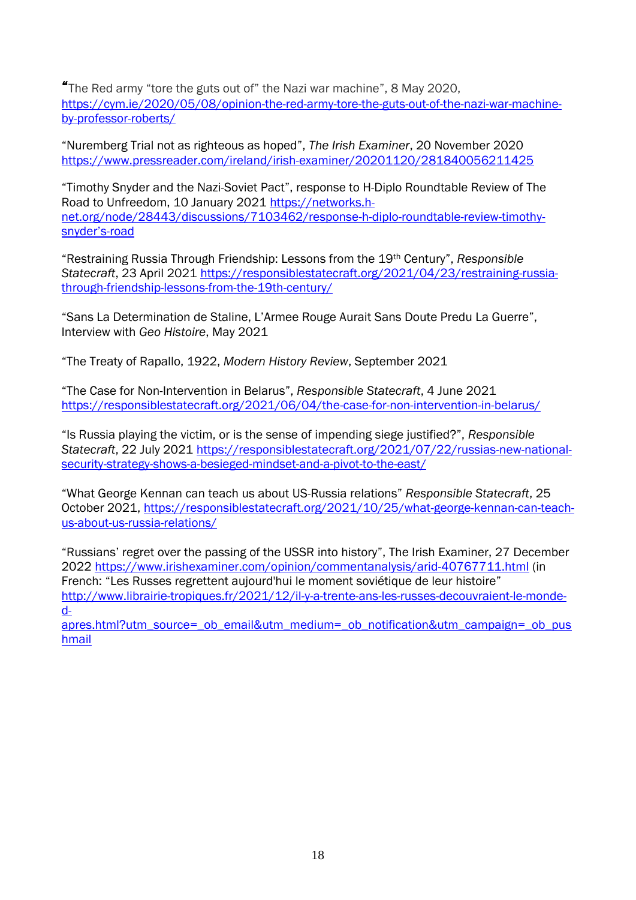"The Red army "tore the guts out of" the Nazi war machine", 8 May 2020, https://cym.ie/2020/05/08/opinion-the-red-army-tore-the-guts-out-of-the-nazi-war-machine-by-professor-roberts/

"Nuremberg Trial not as righteous as hoped", *The Irish Examiner*, 20 November 2020 https://www.pressreader.com/ireland/irish-examiner/20201120/281840056211425

"Timothy Snyder and the Nazi-Soviet Pact", response to H-Diplo Roundtable Review of The Road to Unfreedom, 10 January 2021 https://networks.h-net.org/node/28443/discussions/7103462/response-h-diplo-roundtable-review-timothy-snyder's-road

"Restraining Russia Through Friendship: Lessons from the 19th Century", *Responsible Statecraft*, 23 April 2021 https://responsiblestatecraft.org/2021/04/23/restraining-russia-through-friendship-lessons-from-the-19th-century/

"Sans La Determination de Staline, L'Armee Rouge Aurait Sans Doute Predu La Guerre", Interview with *Geo Histoire*, May 2021

"The Treaty of Rapallo, 1922, *Modern History Review*, September 2021

"The Case for Non-Intervention in Belarus", *Responsible Statecraft*, 4 June 2021 https://responsiblestatecraft.org/2021/06/04/the-case-for-non-intervention-in-belarus/

"Is Russia playing the victim, or is the sense of impending siege justified?", *Responsible Statecraft*, 22 July 2021 https://responsiblestatecraft.org/2021/07/22/russias-new-national-security-strategy-shows-a-besieged-mindset-and-a-pivot-to-the-east/

"What George Kennan can teach us about US-Russia relations" *Responsible Statecraft*, 25 October 2021, https://responsiblestatecraft.org/2021/10/25/what-george-kennan-can-teach-us-about-us-russia-relations/

"Russians' regret over the passing of the USSR into history", The Irish Examiner, 27 December 2022 https://www.irishexaminer.com/opinion/commentanalysis/arid-40767711.html (in French: "Les Russes regrettent aujourd'hui le moment soviétique de leur histoire" http://www.librairie-tropiques.fr/2021/12/il-y-a-trente-ans-les-russes-decouvraient-le-monde-d-apres.html?utm_source=_ob_email&utm_medium=_ob_notification&utm_campaign=_ob_pushmail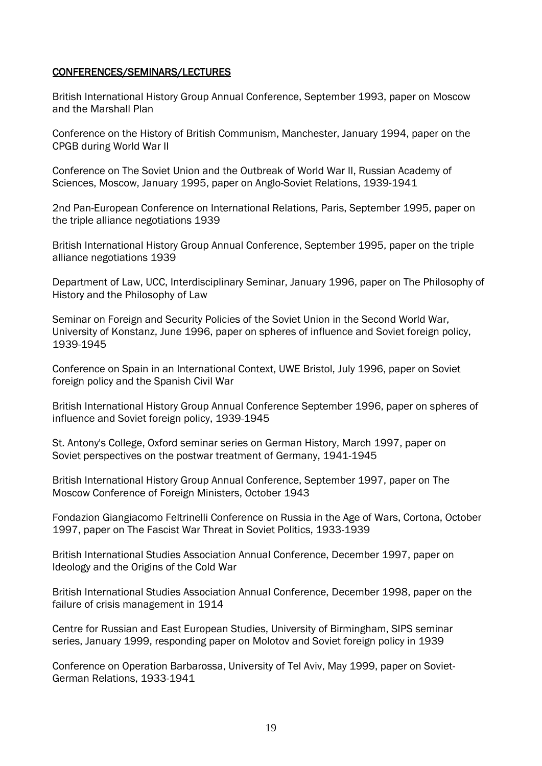## CONFERENCES/SEMINARS/LECTURES

British International History Group Annual Conference, September 1993, paper on Moscow and the Marshall Plan

Conference on the History of British Communism, Manchester, January 1994, paper on the CPGB during World War II

Conference on The Soviet Union and the Outbreak of World War II, Russian Academy of Sciences, Moscow, January 1995, paper on Anglo-Soviet Relations, 1939-1941

2nd Pan-European Conference on International Relations, Paris, September 1995, paper on the triple alliance negotiations 1939

British International History Group Annual Conference, September 1995, paper on the triple alliance negotiations 1939

Department of Law, UCC, Interdisciplinary Seminar, January 1996, paper on The Philosophy of History and the Philosophy of Law

Seminar on Foreign and Security Policies of the Soviet Union in the Second World War, University of Konstanz, June 1996, paper on spheres of influence and Soviet foreign policy, 1939-1945

Conference on Spain in an International Context, UWE Bristol, July 1996, paper on Soviet foreign policy and the Spanish Civil War

British International History Group Annual Conference September 1996, paper on spheres of influence and Soviet foreign policy, 1939-1945

St. Antony's College, Oxford seminar series on German History, March 1997, paper on Soviet perspectives on the postwar treatment of Germany, 1941-1945

British International History Group Annual Conference, September 1997, paper on The Moscow Conference of Foreign Ministers, October 1943

Fondazion Giangiacomo Feltrinelli Conference on Russia in the Age of Wars, Cortona, October 1997, paper on The Fascist War Threat in Soviet Politics, 1933-1939

British International Studies Association Annual Conference, December 1997, paper on Ideology and the Origins of the Cold War

British International Studies Association Annual Conference, December 1998, paper on the failure of crisis management in 1914

Centre for Russian and East European Studies, University of Birmingham, SIPS seminar series, January 1999, responding paper on Molotov and Soviet foreign policy in 1939

Conference on Operation Barbarossa, University of Tel Aviv, May 1999, paper on Soviet-German Relations, 1933-1941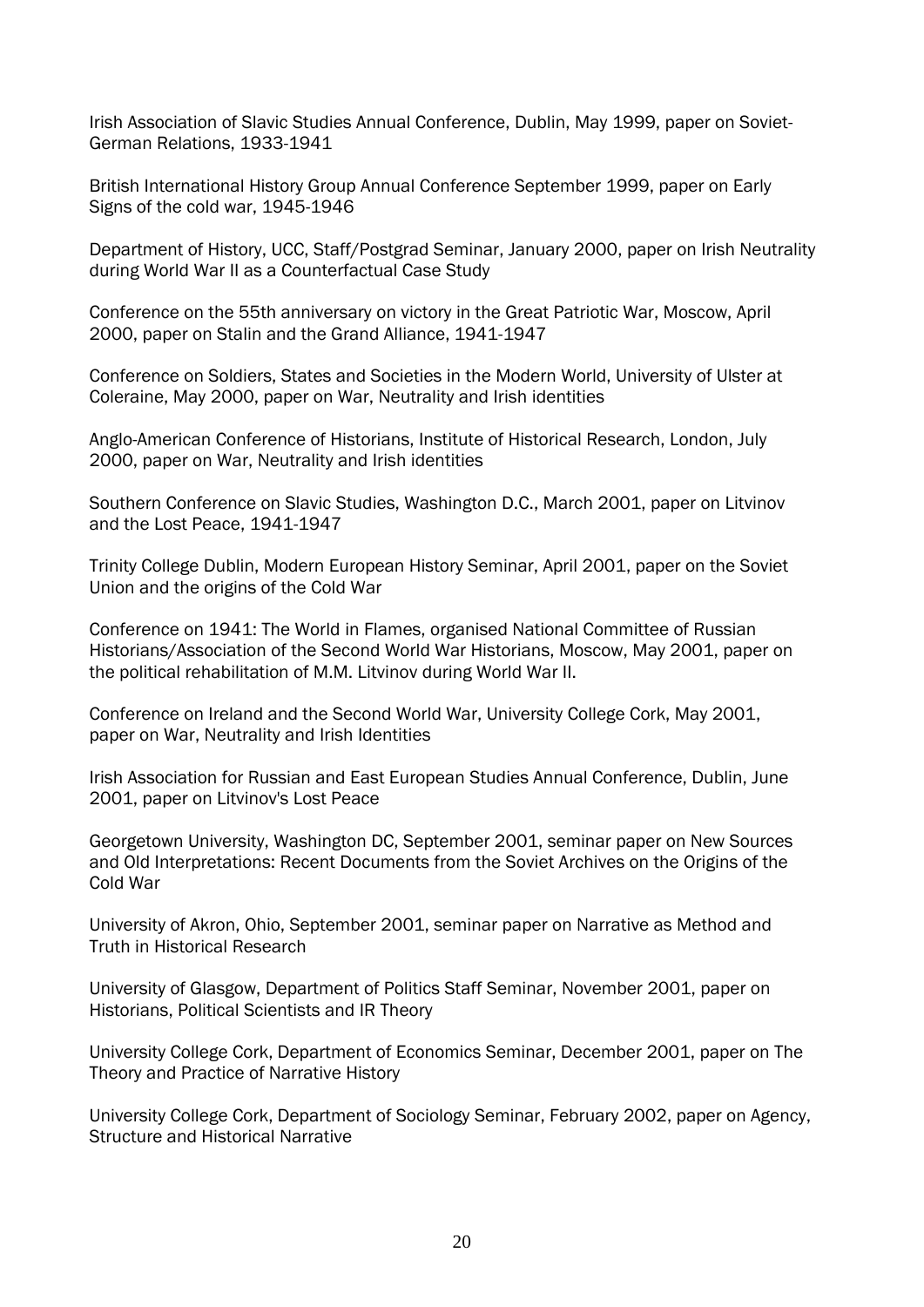Irish Association of Slavic Studies Annual Conference, Dublin, May 1999, paper on Soviet-German Relations, 1933-1941

British International History Group Annual Conference September 1999, paper on Early Signs of the cold war, 1945-1946

Department of History, UCC, Staff/Postgrad Seminar, January 2000, paper on Irish Neutrality during World War II as a Counterfactual Case Study

Conference on the 55th anniversary on victory in the Great Patriotic War, Moscow, April 2000, paper on Stalin and the Grand Alliance, 1941-1947

Conference on Soldiers, States and Societies in the Modern World, University of Ulster at Coleraine, May 2000, paper on War, Neutrality and Irish identities

Anglo-American Conference of Historians, Institute of Historical Research, London, July 2000, paper on War, Neutrality and Irish identities

Southern Conference on Slavic Studies, Washington D.C., March 2001, paper on Litvinov and the Lost Peace, 1941-1947

Trinity College Dublin, Modern European History Seminar, April 2001, paper on the Soviet Union and the origins of the Cold War

Conference on 1941: The World in Flames, organised National Committee of Russian Historians/Association of the Second World War Historians, Moscow, May 2001, paper on the political rehabilitation of M.M. Litvinov during World War II.

Conference on Ireland and the Second World War, University College Cork, May 2001, paper on War, Neutrality and Irish Identities

Irish Association for Russian and East European Studies Annual Conference, Dublin, June 2001, paper on Litvinov's Lost Peace

Georgetown University, Washington DC, September 2001, seminar paper on New Sources and Old Interpretations: Recent Documents from the Soviet Archives on the Origins of the Cold War

University of Akron, Ohio, September 2001, seminar paper on Narrative as Method and Truth in Historical Research

University of Glasgow, Department of Politics Staff Seminar, November 2001, paper on Historians, Political Scientists and IR Theory

University College Cork, Department of Economics Seminar, December 2001, paper on The Theory and Practice of Narrative History

University College Cork, Department of Sociology Seminar, February 2002, paper on Agency, Structure and Historical Narrative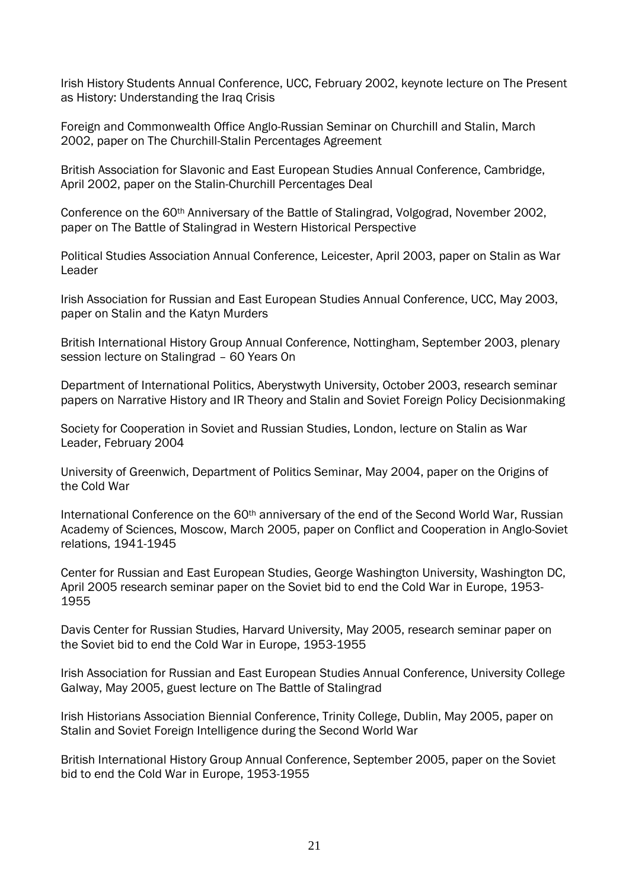Irish History Students Annual Conference, UCC, February 2002, keynote lecture on The Present as History: Understanding the Iraq Crisis

Foreign and Commonwealth Office Anglo-Russian Seminar on Churchill and Stalin, March 2002, paper on The Churchill-Stalin Percentages Agreement

British Association for Slavonic and East European Studies Annual Conference, Cambridge, April 2002, paper on the Stalin-Churchill Percentages Deal

Conference on the 60th Anniversary of the Battle of Stalingrad, Volgograd, November 2002, paper on The Battle of Stalingrad in Western Historical Perspective

Political Studies Association Annual Conference, Leicester, April 2003, paper on Stalin as War Leader

Irish Association for Russian and East European Studies Annual Conference, UCC, May 2003, paper on Stalin and the Katyn Murders

British International History Group Annual Conference, Nottingham, September 2003, plenary session lecture on Stalingrad – 60 Years On

Department of International Politics, Aberystwyth University, October 2003, research seminar papers on Narrative History and IR Theory and Stalin and Soviet Foreign Policy Decisionmaking

Society for Cooperation in Soviet and Russian Studies, London, lecture on Stalin as War Leader, February 2004

University of Greenwich, Department of Politics Seminar, May 2004, paper on the Origins of the Cold War

International Conference on the 60th anniversary of the end of the Second World War, Russian Academy of Sciences, Moscow, March 2005, paper on Conflict and Cooperation in Anglo-Soviet relations, 1941-1945

Center for Russian and East European Studies, George Washington University, Washington DC, April 2005 research seminar paper on the Soviet bid to end the Cold War in Europe, 1953-1955

Davis Center for Russian Studies, Harvard University, May 2005, research seminar paper on the Soviet bid to end the Cold War in Europe, 1953-1955

Irish Association for Russian and East European Studies Annual Conference, University College Galway, May 2005, guest lecture on The Battle of Stalingrad

Irish Historians Association Biennial Conference, Trinity College, Dublin, May 2005, paper on Stalin and Soviet Foreign Intelligence during the Second World War

British International History Group Annual Conference, September 2005, paper on the Soviet bid to end the Cold War in Europe, 1953-1955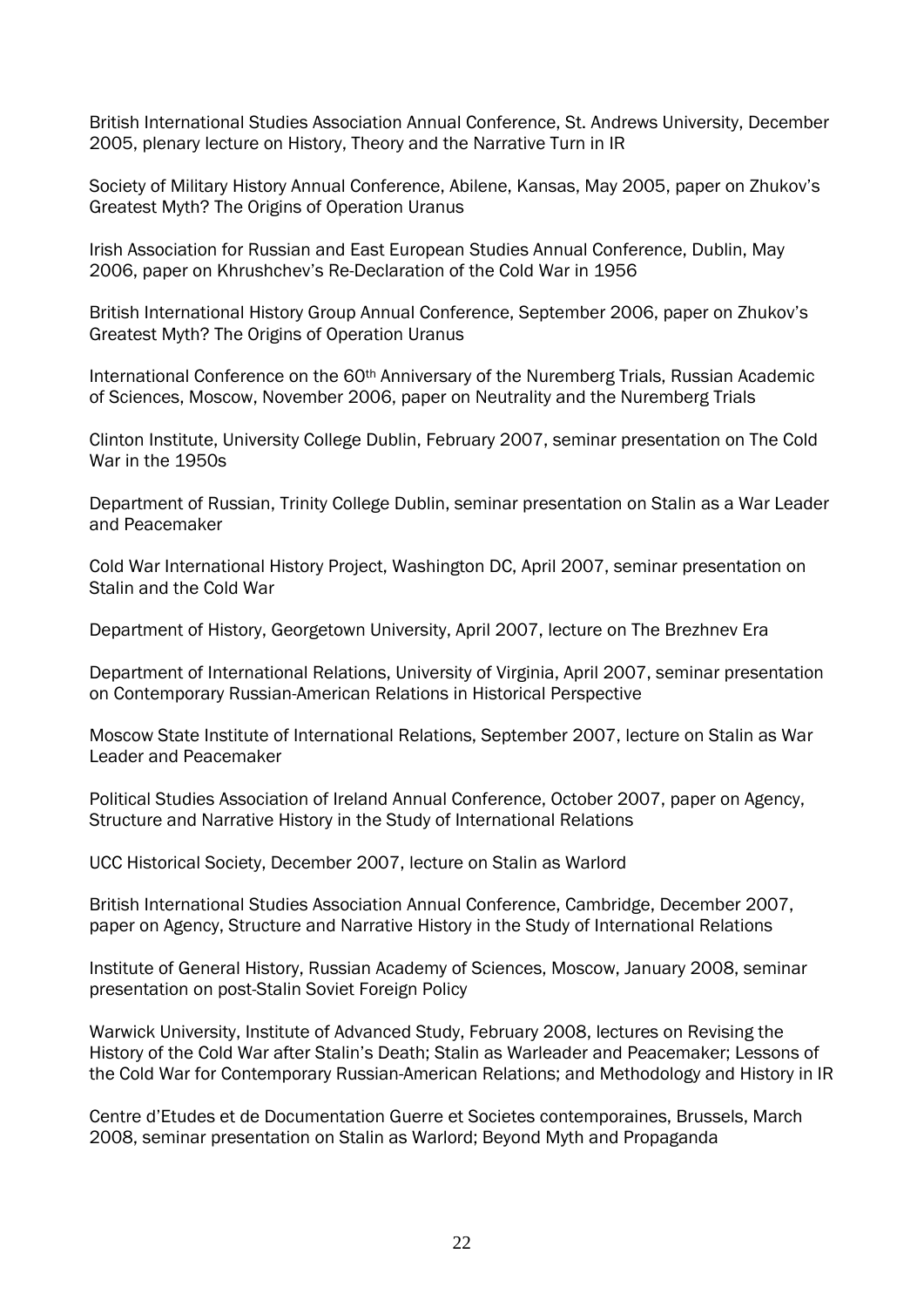British International Studies Association Annual Conference, St. Andrews University, December 2005, plenary lecture on History, Theory and the Narrative Turn in IR

Society of Military History Annual Conference, Abilene, Kansas, May 2005, paper on Zhukov's Greatest Myth? The Origins of Operation Uranus

Irish Association for Russian and East European Studies Annual Conference, Dublin, May 2006, paper on Khrushchev's Re-Declaration of the Cold War in 1956

British International History Group Annual Conference, September 2006, paper on Zhukov's Greatest Myth? The Origins of Operation Uranus

International Conference on the 60th Anniversary of the Nuremberg Trials, Russian Academic of Sciences, Moscow, November 2006, paper on Neutrality and the Nuremberg Trials

Clinton Institute, University College Dublin, February 2007, seminar presentation on The Cold War in the 1950s

Department of Russian, Trinity College Dublin, seminar presentation on Stalin as a War Leader and Peacemaker

Cold War International History Project, Washington DC, April 2007, seminar presentation on Stalin and the Cold War

Department of History, Georgetown University, April 2007, lecture on The Brezhnev Era

Department of International Relations, University of Virginia, April 2007, seminar presentation on Contemporary Russian-American Relations in Historical Perspective

Moscow State Institute of International Relations, September 2007, lecture on Stalin as War Leader and Peacemaker

Political Studies Association of Ireland Annual Conference, October 2007, paper on Agency, Structure and Narrative History in the Study of International Relations

UCC Historical Society, December 2007, lecture on Stalin as Warlord

British International Studies Association Annual Conference, Cambridge, December 2007, paper on Agency, Structure and Narrative History in the Study of International Relations

Institute of General History, Russian Academy of Sciences, Moscow, January 2008, seminar presentation on post-Stalin Soviet Foreign Policy

Warwick University, Institute of Advanced Study, February 2008, lectures on Revising the History of the Cold War after Stalin's Death; Stalin as Warleader and Peacemaker; Lessons of the Cold War for Contemporary Russian-American Relations; and Methodology and History in IR

Centre d'Etudes et de Documentation Guerre et Societes contemporaines, Brussels, March 2008, seminar presentation on Stalin as Warlord; Beyond Myth and Propaganda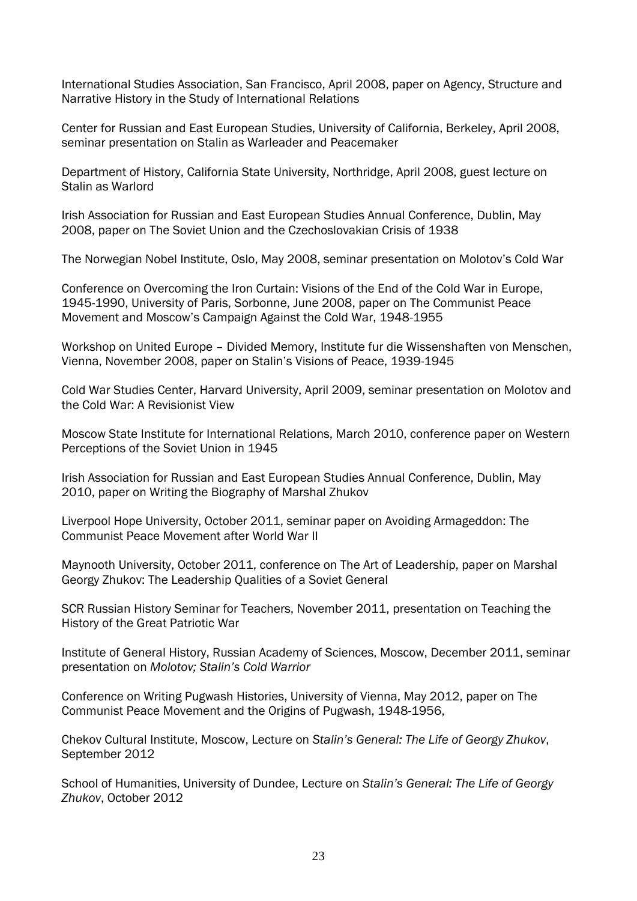International Studies Association, San Francisco, April 2008, paper on Agency, Structure and Narrative History in the Study of International Relations

Center for Russian and East European Studies, University of California, Berkeley, April 2008, seminar presentation on Stalin as Warleader and Peacemaker

Department of History, California State University, Northridge, April 2008, guest lecture on Stalin as Warlord

Irish Association for Russian and East European Studies Annual Conference, Dublin, May 2008, paper on The Soviet Union and the Czechoslovakian Crisis of 1938

The Norwegian Nobel Institute, Oslo, May 2008, seminar presentation on Molotov's Cold War

Conference on Overcoming the Iron Curtain: Visions of the End of the Cold War in Europe, 1945-1990, University of Paris, Sorbonne, June 2008, paper on The Communist Peace Movement and Moscow's Campaign Against the Cold War, 1948-1955

Workshop on United Europe – Divided Memory, Institute fur die Wissenshaften von Menschen, Vienna, November 2008, paper on Stalin's Visions of Peace, 1939-1945

Cold War Studies Center, Harvard University, April 2009, seminar presentation on Molotov and the Cold War: A Revisionist View

Moscow State Institute for International Relations, March 2010, conference paper on Western Perceptions of the Soviet Union in 1945

Irish Association for Russian and East European Studies Annual Conference, Dublin, May 2010, paper on Writing the Biography of Marshal Zhukov

Liverpool Hope University, October 2011, seminar paper on Avoiding Armageddon: The Communist Peace Movement after World War II

Maynooth University, October 2011, conference on The Art of Leadership, paper on Marshal Georgy Zhukov: The Leadership Qualities of a Soviet General

SCR Russian History Seminar for Teachers, November 2011, presentation on Teaching the History of the Great Patriotic War

Institute of General History, Russian Academy of Sciences, Moscow, December 2011, seminar presentation on *Molotov; Stalin's Cold Warrior*

Conference on Writing Pugwash Histories, University of Vienna, May 2012, paper on The Communist Peace Movement and the Origins of Pugwash, 1948-1956,

Chekov Cultural Institute, Moscow, Lecture on *Stalin's General: The Life of Georgy Zhukov*, September 2012

School of Humanities, University of Dundee, Lecture on *Stalin's General: The Life of Georgy Zhukov*, October 2012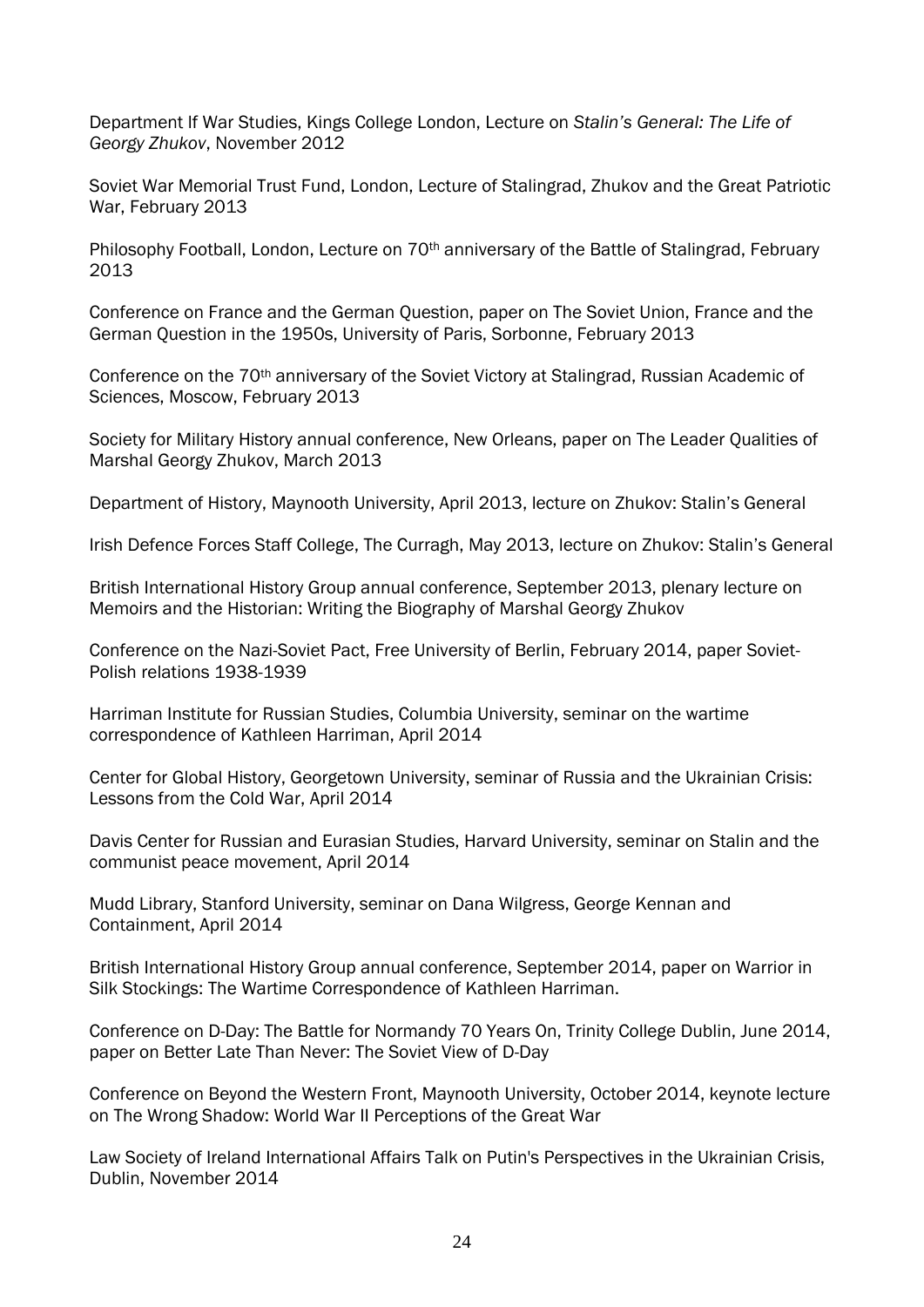Department lf War Studies, Kings College London, Lecture on *Stalin's General: The Life of Georgy Zhukov*, November 2012

Soviet War Memorial Trust Fund, London, Lecture of Stalingrad, Zhukov and the Great Patriotic War, February 2013

Philosophy Football, London, Lecture on 70th anniversary of the Battle of Stalingrad, February 2013

Conference on France and the German Question, paper on The Soviet Union, France and the German Question in the 1950s, University of Paris, Sorbonne, February 2013

Conference on the 70th anniversary of the Soviet Victory at Stalingrad, Russian Academic of Sciences, Moscow, February 2013

Society for Military History annual conference, New Orleans, paper on The Leader Qualities of Marshal Georgy Zhukov, March 2013

Department of History, Maynooth University, April 2013, lecture on Zhukov: Stalin's General

Irish Defence Forces Staff College, The Curragh, May 2013, lecture on Zhukov: Stalin's General

British International History Group annual conference, September 2013, plenary lecture on Memoirs and the Historian: Writing the Biography of Marshal Georgy Zhukov

Conference on the Nazi-Soviet Pact, Free University of Berlin, February 2014, paper Soviet-Polish relations 1938-1939

Harriman Institute for Russian Studies, Columbia University, seminar on the wartime correspondence of Kathleen Harriman, April 2014

Center for Global History, Georgetown University, seminar of Russia and the Ukrainian Crisis: Lessons from the Cold War, April 2014

Davis Center for Russian and Eurasian Studies, Harvard University, seminar on Stalin and the communist peace movement, April 2014

Mudd Library, Stanford University, seminar on Dana Wilgress, George Kennan and Containment, April 2014

British International History Group annual conference, September 2014, paper on Warrior in Silk Stockings: The Wartime Correspondence of Kathleen Harriman.

Conference on D-Day: The Battle for Normandy 70 Years On, Trinity College Dublin, June 2014, paper on Better Late Than Never: The Soviet View of D-Day

Conference on Beyond the Western Front, Maynooth University, October 2014, keynote lecture on The Wrong Shadow: World War II Perceptions of the Great War

Law Society of Ireland International Affairs Talk on Putin's Perspectives in the Ukrainian Crisis, Dublin, November 2014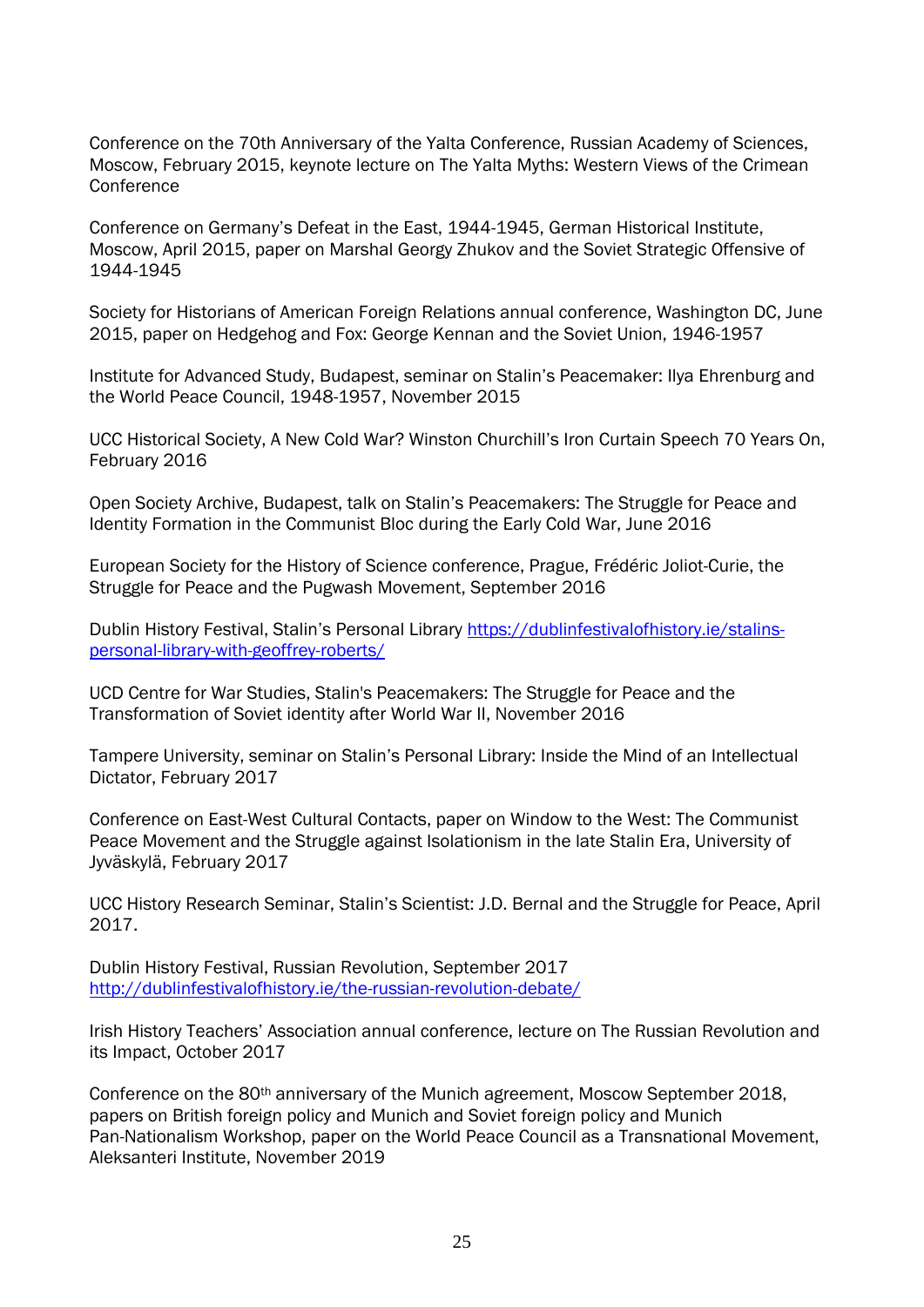Conference on the 70th Anniversary of the Yalta Conference, Russian Academy of Sciences, Moscow, February 2015, keynote lecture on The Yalta Myths: Western Views of the Crimean Conference

Conference on Germany's Defeat in the East, 1944-1945, German Historical Institute, Moscow, April 2015, paper on Marshal Georgy Zhukov and the Soviet Strategic Offensive of 1944-1945

Society for Historians of American Foreign Relations annual conference, Washington DC, June 2015, paper on Hedgehog and Fox: George Kennan and the Soviet Union, 1946-1957

Institute for Advanced Study, Budapest, seminar on Stalin's Peacemaker: Ilya Ehrenburg and the World Peace Council, 1948-1957, November 2015

UCC Historical Society, A New Cold War? Winston Churchill's Iron Curtain Speech 70 Years On, February 2016

Open Society Archive, Budapest, talk on Stalin's Peacemakers: The Struggle for Peace and Identity Formation in the Communist Bloc during the Early Cold War, June 2016

European Society for the History of Science conference, Prague, Frédéric Joliot-Curie, the Struggle for Peace and the Pugwash Movement, September 2016

Dublin History Festival, Stalin's Personal Library [https://dublinfestivalofhistory.ie/stalins-personal-library-with-geoffrey-roberts/](https://dublinfestivalofhistory.ie/stalins-personal-library-with-geoffrey-roberts/)

UCD Centre for War Studies, Stalin's Peacemakers: The Struggle for Peace and the Transformation of Soviet identity after World War II, November 2016

Tampere University, seminar on Stalin's Personal Library: Inside the Mind of an Intellectual Dictator, February 2017

Conference on East-West Cultural Contacts, paper on Window to the West: The Communist Peace Movement and the Struggle against Isolationism in the late Stalin Era, University of Jyväskylä, February 2017

UCC History Research Seminar, Stalin's Scientist: J.D. Bernal and the Struggle for Peace, April 2017.

Dublin History Festival, Russian Revolution, September 2017
[http://dublinfestivalofhistory.ie/the-russian-revolution-debate/](http://dublinfestivalofhistory.ie/the-russian-revolution-debate/)

Irish History Teachers' Association annual conference, lecture on The Russian Revolution and its Impact, October 2017

Conference on the 80th anniversary of the Munich agreement, Moscow September 2018, papers on British foreign policy and Munich and Soviet foreign policy and Munich
Pan-Nationalism Workshop, paper on the World Peace Council as a Transnational Movement, Aleksanteri Institute, November 2019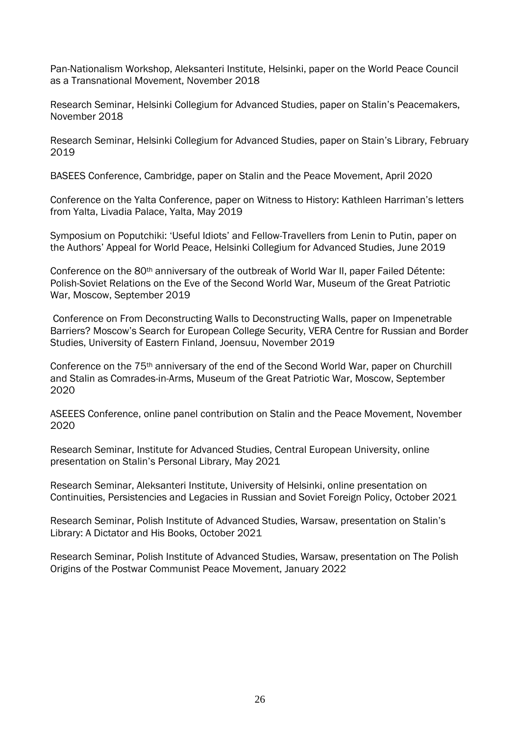Pan-Nationalism Workshop, Aleksanteri Institute, Helsinki, paper on the World Peace Council as a Transnational Movement, November 2018

Research Seminar, Helsinki Collegium for Advanced Studies, paper on Stalin's Peacemakers, November 2018

Research Seminar, Helsinki Collegium for Advanced Studies, paper on Stain's Library, February 2019

BASEES Conference, Cambridge, paper on Stalin and the Peace Movement, April 2020

Conference on the Yalta Conference, paper on Witness to History: Kathleen Harriman's letters from Yalta, Livadia Palace, Yalta, May 2019

Symposium on Poputchiki: 'Useful Idiots' and Fellow-Travellers from Lenin to Putin, paper on the Authors' Appeal for World Peace, Helsinki Collegium for Advanced Studies, June 2019

Conference on the 80th anniversary of the outbreak of World War II, paper Failed Détente: Polish-Soviet Relations on the Eve of the Second World War, Museum of the Great Patriotic War, Moscow, September 2019

Conference on From Deconstructing Walls to Deconstructing Walls, paper on Impenetrable Barriers? Moscow's Search for European College Security, VERA Centre for Russian and Border Studies, University of Eastern Finland, Joensuu, November 2019

Conference on the 75th anniversary of the end of the Second World War, paper on Churchill and Stalin as Comrades-in-Arms, Museum of the Great Patriotic War, Moscow, September 2020

ASEEES Conference, online panel contribution on Stalin and the Peace Movement, November 2020

Research Seminar, Institute for Advanced Studies, Central European University, online presentation on Stalin's Personal Library, May 2021

Research Seminar, Aleksanteri Institute, University of Helsinki, online presentation on Continuities, Persistencies and Legacies in Russian and Soviet Foreign Policy, October 2021

Research Seminar, Polish Institute of Advanced Studies, Warsaw, presentation on Stalin's Library: A Dictator and His Books, October 2021

Research Seminar, Polish Institute of Advanced Studies, Warsaw, presentation on The Polish Origins of the Postwar Communist Peace Movement, January 2022